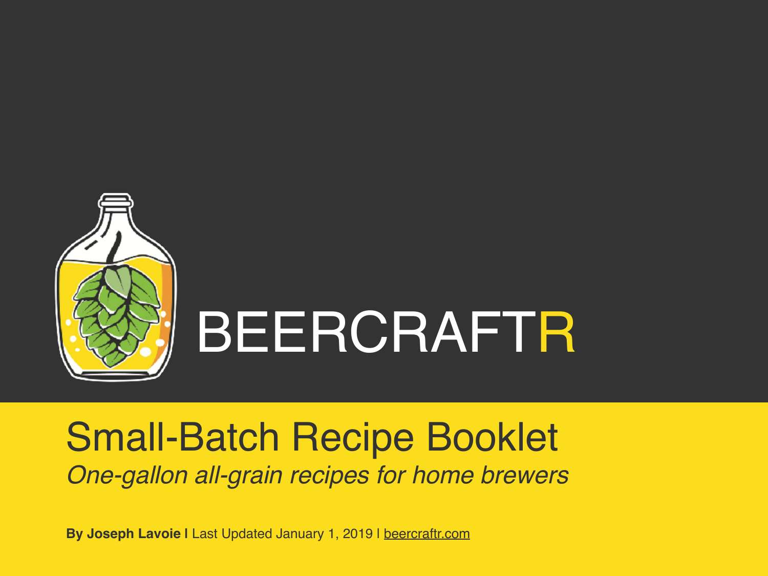BEERCRAFTR

# Small-Batch Recipe Booklet

*One-gallon all-grain recipes for home brewers*

**By Joseph Lavoie l** Last Updated January 1, 2019 l beercraftr.com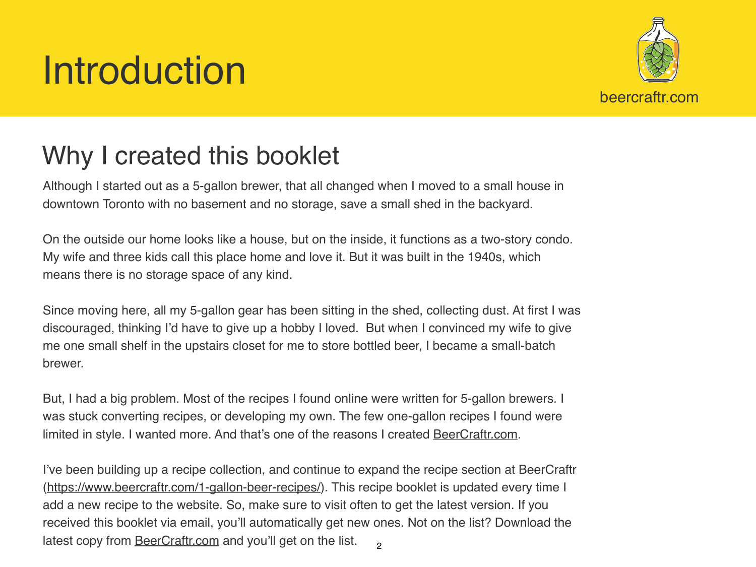# Introduction

beercraftr.com

## Why I created this booklet

Although I started out as a 5-gallon brewer, that all changed when I moved to a small house in downtown Toronto with no basement and no storage, save a small shed in the backyard.

On the outside our home looks like a house, but on the inside, it functions as a two-story condo. My wife and three kids call this place home and love it. But it was built in the 1940s, which means there is no storage space of any kind.

Since moving here, all my 5-gallon gear has been sitting in the shed, collecting dust. At first I was discouraged, thinking I'd have to give up a hobby I loved. But when I convinced my wife to give me one small shelf in the upstairs closet for me to store bottled beer, I became a small-batch brewer.

But, I had a big problem. Most of the recipes I found online were written for 5-gallon brewers. I was stuck converting recipes, or developing my own. The few one-gallon recipes I found were limited in style. I wanted more. And that's one of the reasons I created BeerCraftr.com.

I've been building up a recipe collection, and continue to expand the recipe section at BeerCraftr (https://www.beercraftr.com/1-gallon-beer-recipes/). This recipe booklet is updated every time I add a new recipe to the website. So, make sure to visit often to get the latest version. If you received this booklet via email, you'll automatically get new ones. Not on the list? Download the latest copy from BeerCraftr.com and you'll get on the list.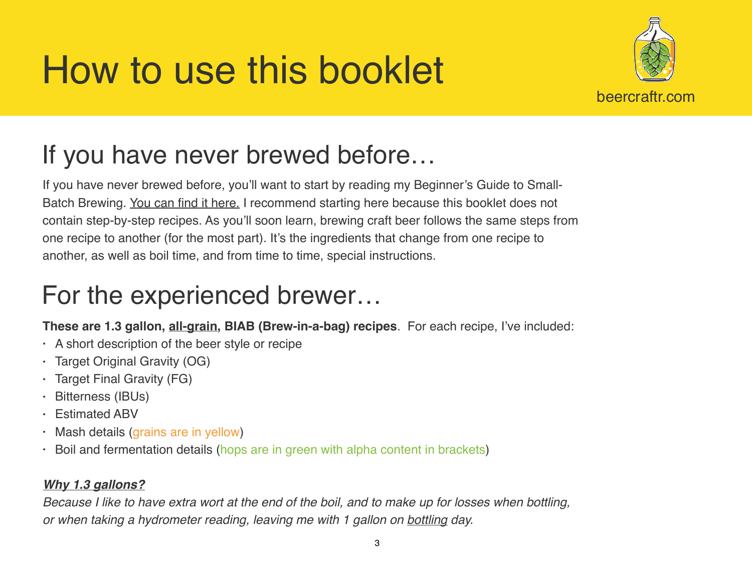# How to use this booklet

beercraftr.com

## If you have never brewed before…

If you have never brewed before, you'll want to start by reading my Beginner's Guide to Small-Batch Brewing. You can find it here. I recommend starting here because this booklet does not contain step-by-step recipes. As you'll soon learn, brewing craft beer follows the same steps from one recipe to another (for the most part). It's the ingredients that change from one recipe to another, as well as boil time, and from time to time, special instructions.

## For the experienced brewer…

**These are 1.3 gallon, all-grain, BIAB (Brew-in-a-bag) recipes**. For each recipe, I've included:

- A short description of the beer style or recipe
- Target Original Gravity (OG)
- Target Final Gravity (FG)
- Bitterness (IBUs)
- Estimated ABV
- Mash details (grains are in yellow)
- Boil and fermentation details (hops are in green with alpha content in brackets)

***Why 1.3 gallons?***

*Because I like to have extra wort at the end of the boil, and to make up for losses when bottling, or when taking a hydrometer reading, leaving me with 1 gallon on bottling day.*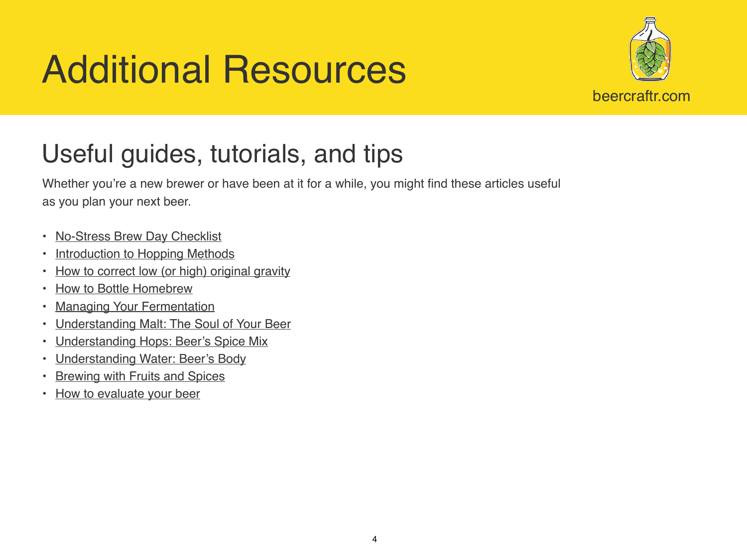# Additional Resources

beercraftr.com

## Useful guides, tutorials, and tips

Whether you're a new brewer or have been at it for a while, you might find these articles useful as you plan your next beer.

- No-Stress Brew Day Checklist
- Introduction to Hopping Methods
- How to correct low (or high) original gravity
- How to Bottle Homebrew
- Managing Your Fermentation
- Understanding Malt: The Soul of Your Beer
- Understanding Hops: Beer's Spice Mix
- Understanding Water: Beer's Body
- Brewing with Fruits and Spices
- How to evaluate your beer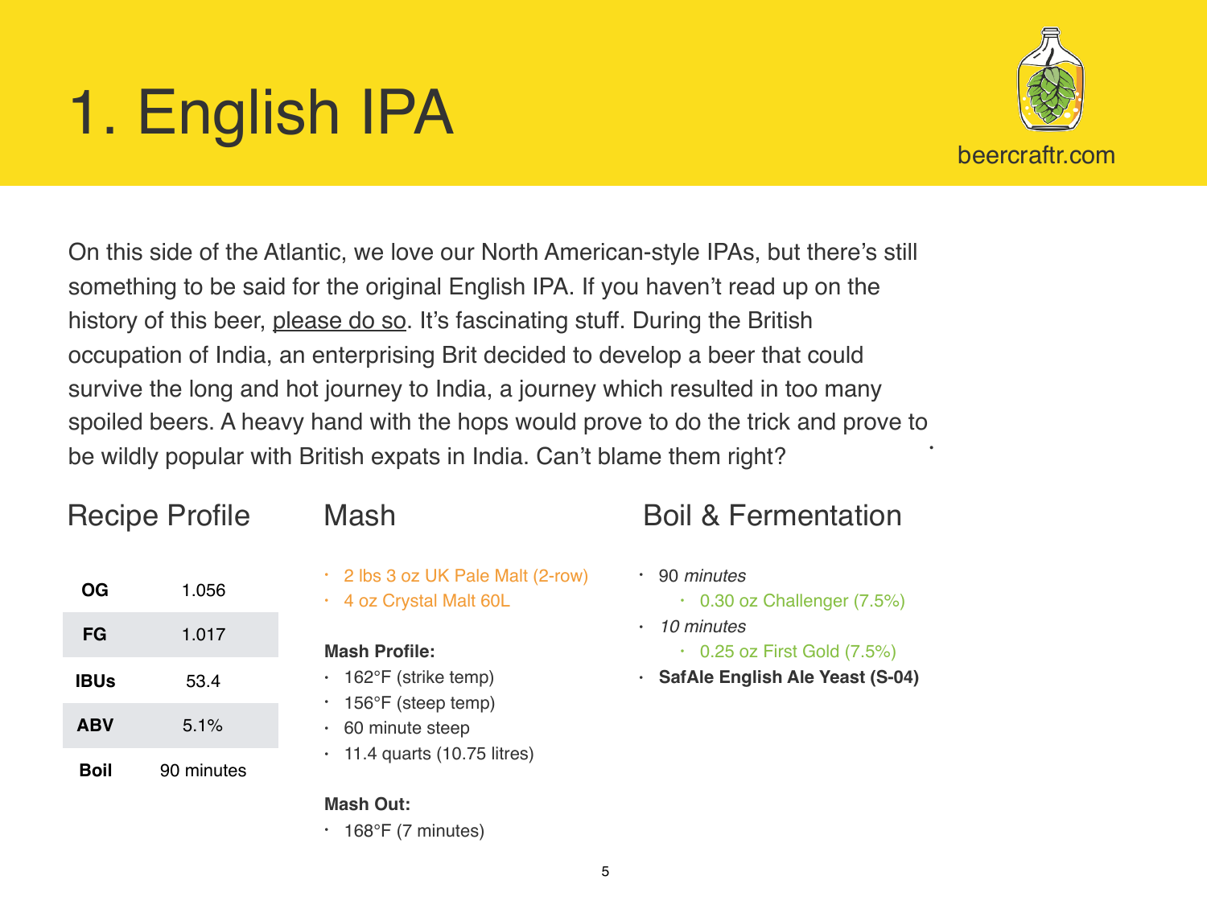# 1. English IPA

beercraftr.com

On this side of the Atlantic, we love our North American-style IPAs, but there's still something to be said for the original English IPA. If you haven't read up on the history of this beer, please do so. It's fascinating stuff. During the British occupation of India, an enterprising Brit decided to develop a beer that could survive the long and hot journey to India, a journey which resulted in too many spoiled beers. A heavy hand with the hops would prove to do the trick and prove to be wildly popular with British expats in India. Can't blame them right?

## Recipe Profile

| | |
|---|---|
| **OG** | 1.056 |
| **FG** | 1.017 |
| **IBUs** | 53.4 |
| **ABV** | 5.1% |
| **Boil** | 90 minutes |

## Mash

- 2 lbs 3 oz UK Pale Malt (2-row)
- 4 oz Crystal Malt 60L

**Mash Profile:**

- 162°F (strike temp)
- 156°F (steep temp)
- 60 minute steep
- 11.4 quarts (10.75 litres)

**Mash Out:**

- 168°F (7 minutes)

## Boil & Fermentation

- 90 *minutes*
  - 0.30 oz Challenger (7.5%)
- *10 minutes*
  - 0.25 oz First Gold (7.5%)
- **SafAle English Ale Yeast (S-04)**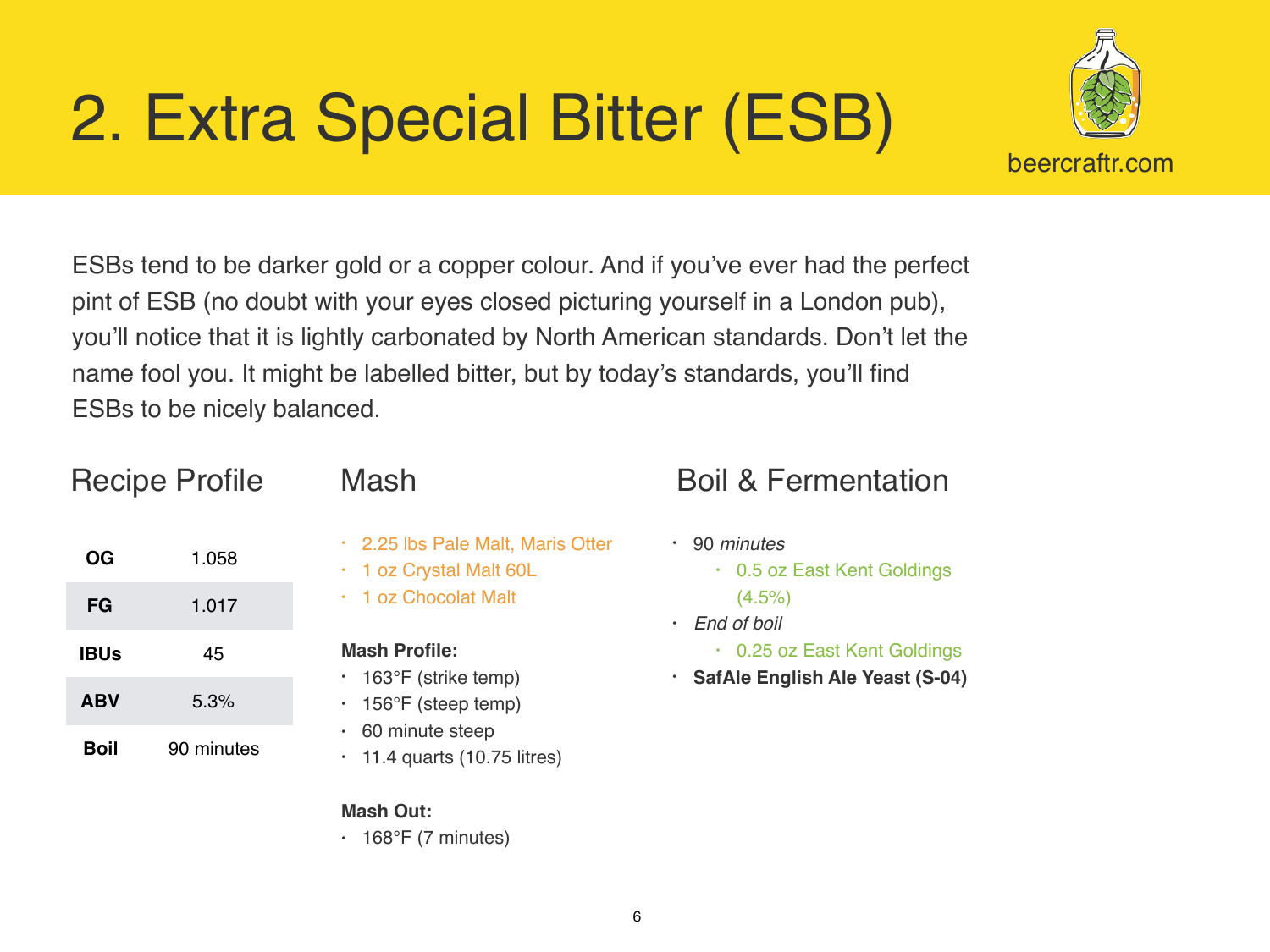# 2. Extra Special Bitter (ESB)

beercraftr.com

ESBs tend to be darker gold or a copper colour. And if you've ever had the perfect pint of ESB (no doubt with your eyes closed picturing yourself in a London pub), you'll notice that it is lightly carbonated by North American standards. Don't let the name fool you. It might be labelled bitter, but by today's standards, you'll find ESBs to be nicely balanced.

## Recipe Profile

| | |
|---|---|
| **OG** | 1.058 |
| **FG** | 1.017 |
| **IBUs** | 45 |
| **ABV** | 5.3% |
| **Boil** | 90 minutes |

## Mash

- 2.25 lbs Pale Malt, Maris Otter
- 1 oz Crystal Malt 60L
- 1 oz Chocolat Malt

**Mash Profile:**

- 163°F (strike temp)
- 156°F (steep temp)
- 60 minute steep
- 11.4 quarts (10.75 litres)

**Mash Out:**

- 168°F (7 minutes)

## Boil & Fermentation

- 90 *minutes*
  - 0.5 oz East Kent Goldings (4.5%)
- *End of boil*
  - 0.25 oz East Kent Goldings
- **SafAle English Ale Yeast (S-04)**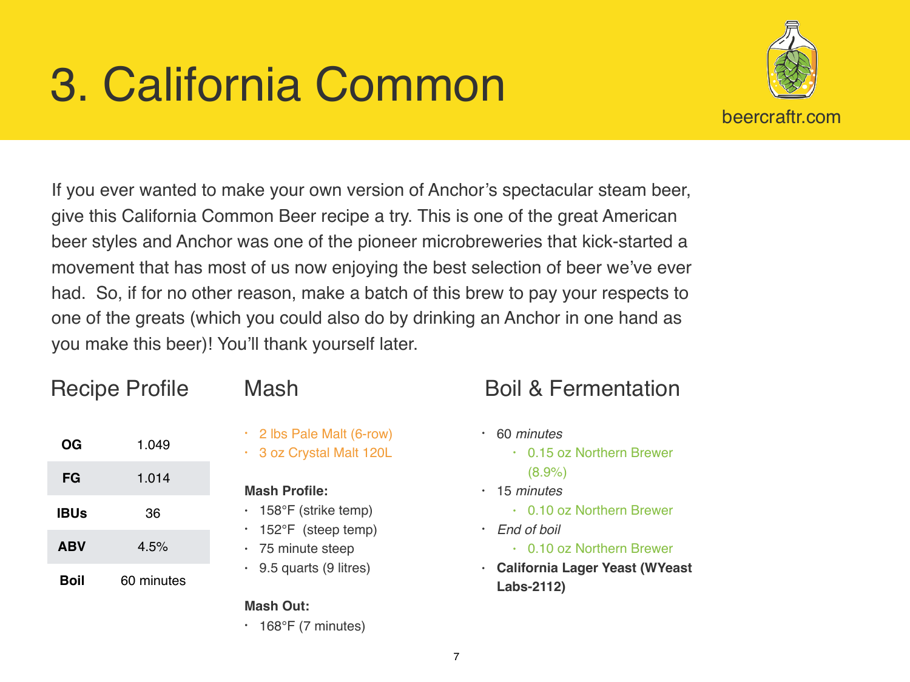# 3. California Common

beercraftr.com

If you ever wanted to make your own version of Anchor's spectacular steam beer, give this California Common Beer recipe a try. This is one of the great American beer styles and Anchor was one of the pioneer microbreweries that kick-started a movement that has most of us now enjoying the best selection of beer we've ever had. So, if for no other reason, make a batch of this brew to pay your respects to one of the greats (which you could also do by drinking an Anchor in one hand as you make this beer)! You'll thank yourself later.

## Recipe Profile

| | |
|---|---|
| **OG** | 1.049 |
| **FG** | 1.014 |
| **IBUs** | 36 |
| **ABV** | 4.5% |
| **Boil** | 60 minutes |

## Mash

- 2 lbs Pale Malt (6-row)
- 3 oz Crystal Malt 120L

**Mash Profile:**

- 158°F (strike temp)
- 152°F (steep temp)
- 75 minute steep
- 9.5 quarts (9 litres)

**Mash Out:**

- 168°F (7 minutes)

## Boil & Fermentation

- 60 *minutes*
  - 0.15 oz Northern Brewer (8.9%)
- 15 *minutes*
  - 0.10 oz Northern Brewer
- *End of boil*
  - 0.10 oz Northern Brewer
- **California Lager Yeast (WYeast Labs-2112)**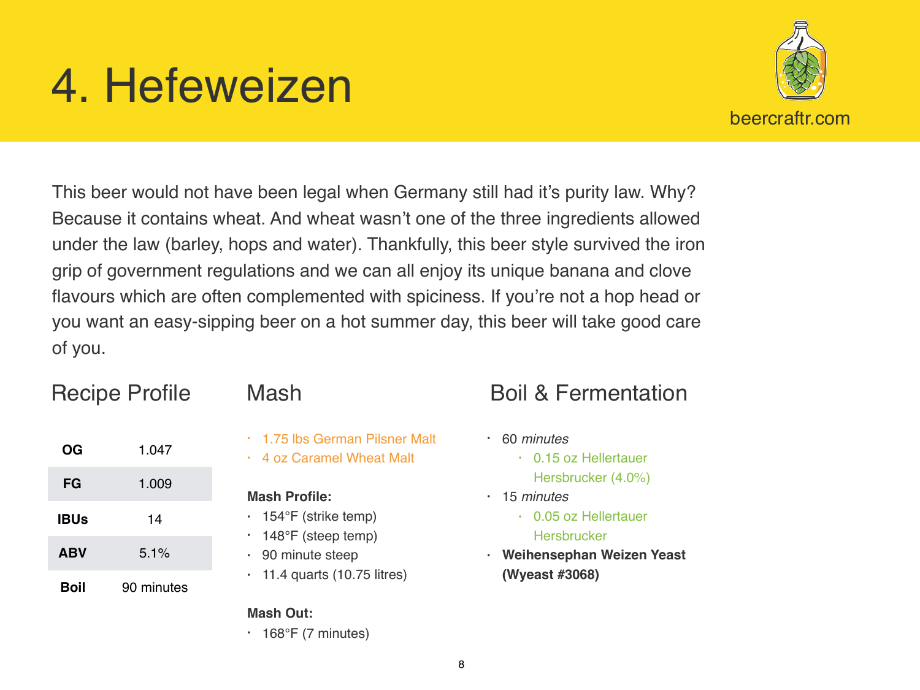# 4. Hefeweizen

beercraftr.com

This beer would not have been legal when Germany still had it's purity law. Why? Because it contains wheat. And wheat wasn't one of the three ingredients allowed under the law (barley, hops and water). Thankfully, this beer style survived the iron grip of government regulations and we can all enjoy its unique banana and clove flavours which are often complemented with spiciness. If you're not a hop head or you want an easy-sipping beer on a hot summer day, this beer will take good care of you.

## Recipe Profile

| | |
|---|---|
| **OG** | 1.047 |
| **FG** | 1.009 |
| **IBUs** | 14 |
| **ABV** | 5.1% |
| **Boil** | 90 minutes |

## Mash

- 1.75 lbs German Pilsner Malt
- 4 oz Caramel Wheat Malt

**Mash Profile:**

- 154°F (strike temp)
- 148°F (steep temp)
- 90 minute steep
- 11.4 quarts (10.75 litres)

**Mash Out:**

- 168°F (7 minutes)

## Boil & Fermentation

- 60 *minutes*
  - 0.15 oz Hellertauer Hersbrucker (4.0%)
- 15 *minutes*
  - 0.05 oz Hellertauer Hersbrucker
- **Weihensephan Weizen Yeast (Wyeast #3068)**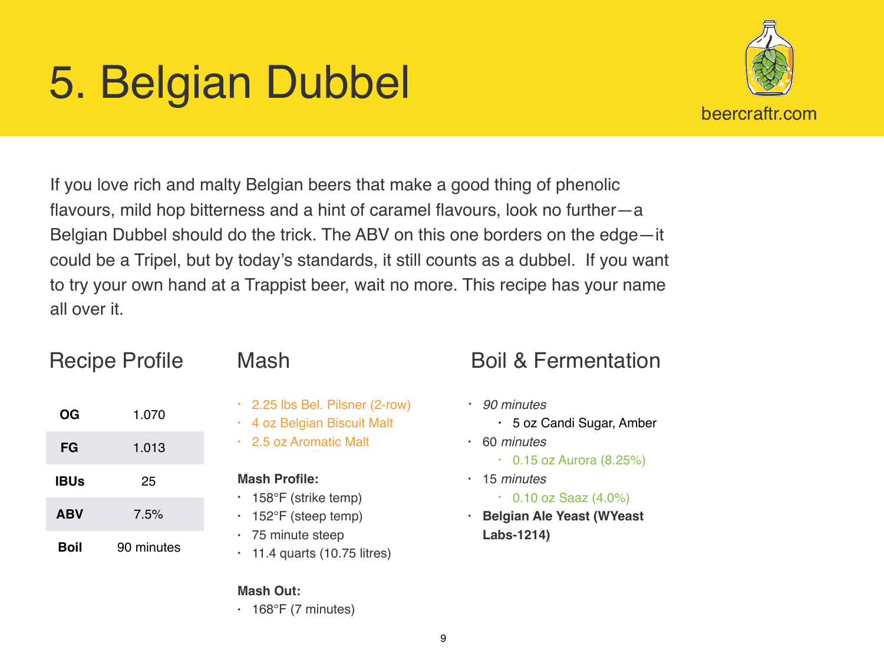# 5. Belgian Dubbel

beercraftr.com

If you love rich and malty Belgian beers that make a good thing of phenolic flavours, mild hop bitterness and a hint of caramel flavours, look no further—a Belgian Dubbel should do the trick. The ABV on this one borders on the edge—it could be a Tripel, but by today's standards, it still counts as a dubbel. If you want to try your own hand at a Trappist beer, wait no more. This recipe has your name all over it.

## Recipe Profile

| | |
|---|---|
| **OG** | 1.070 |
| **FG** | 1.013 |
| **IBUs** | 25 |
| **ABV** | 7.5% |
| **Boil** | 90 minutes |

## Mash

- 2.25 lbs Bel. Pilsner (2-row)
- 4 oz Belgian Biscuit Malt
- 2.5 oz Aromatic Malt

**Mash Profile:**

- 158°F (strike temp)
- 152°F (steep temp)
- 75 minute steep
- 11.4 quarts (10.75 litres)

**Mash Out:**

- 168°F (7 minutes)

## Boil & Fermentation

- *90 minutes*
  - 5 oz Candi Sugar, Amber
- 60 *minutes*
  - 0.15 oz Aurora (8.25%)
- 15 *minutes*
  - 0.10 oz Saaz (4.0%)
- **Belgian Ale Yeast (WYeast Labs-1214)**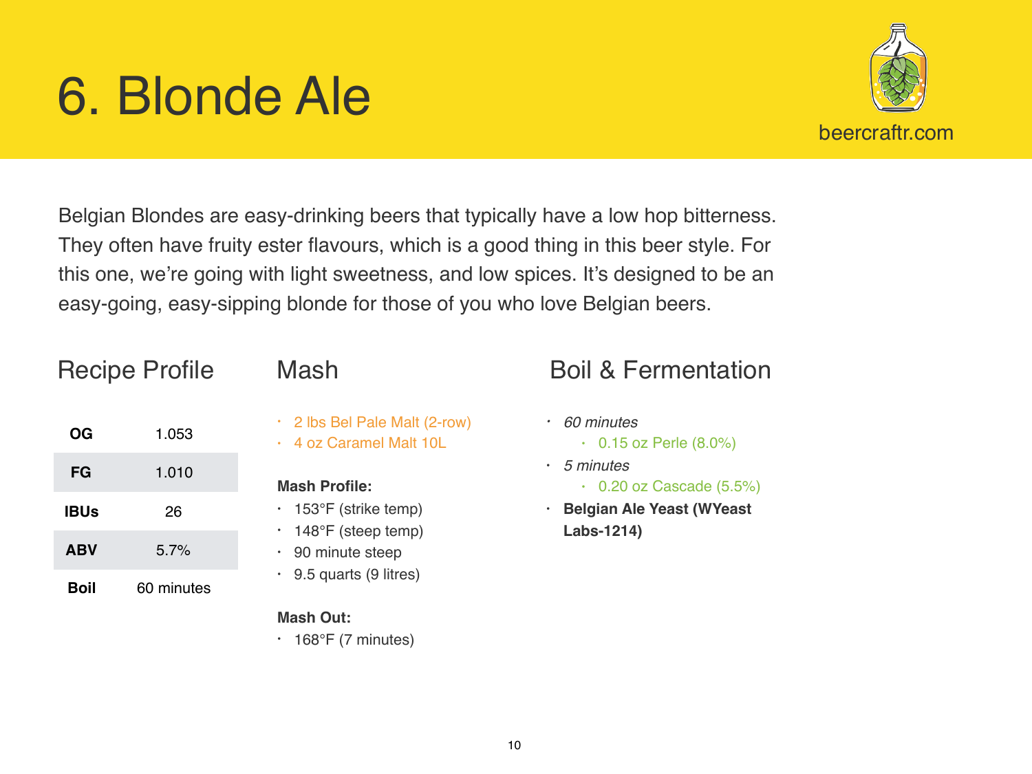# 6. Blonde Ale

beercraftr.com

Belgian Blondes are easy-drinking beers that typically have a low hop bitterness. They often have fruity ester flavours, which is a good thing in this beer style. For this one, we're going with light sweetness, and low spices. It's designed to be an easy-going, easy-sipping blonde for those of you who love Belgian beers.

## Recipe Profile

| | |
|---|---|
| **OG** | 1.053 |
| **FG** | 1.010 |
| **IBUs** | 26 |
| **ABV** | 5.7% |
| **Boil** | 60 minutes |

## Mash

- 2 lbs Bel Pale Malt (2-row)
- 4 oz Caramel Malt 10L

**Mash Profile:**

- 153°F (strike temp)
- 148°F (steep temp)
- 90 minute steep
- 9.5 quarts (9 litres)

**Mash Out:**

- 168°F (7 minutes)

## Boil & Fermentation

- *60 minutes*
  - 0.15 oz Perle (8.0%)
- *5 minutes*
  - 0.20 oz Cascade (5.5%)
- **Belgian Ale Yeast (WYeast Labs-1214)**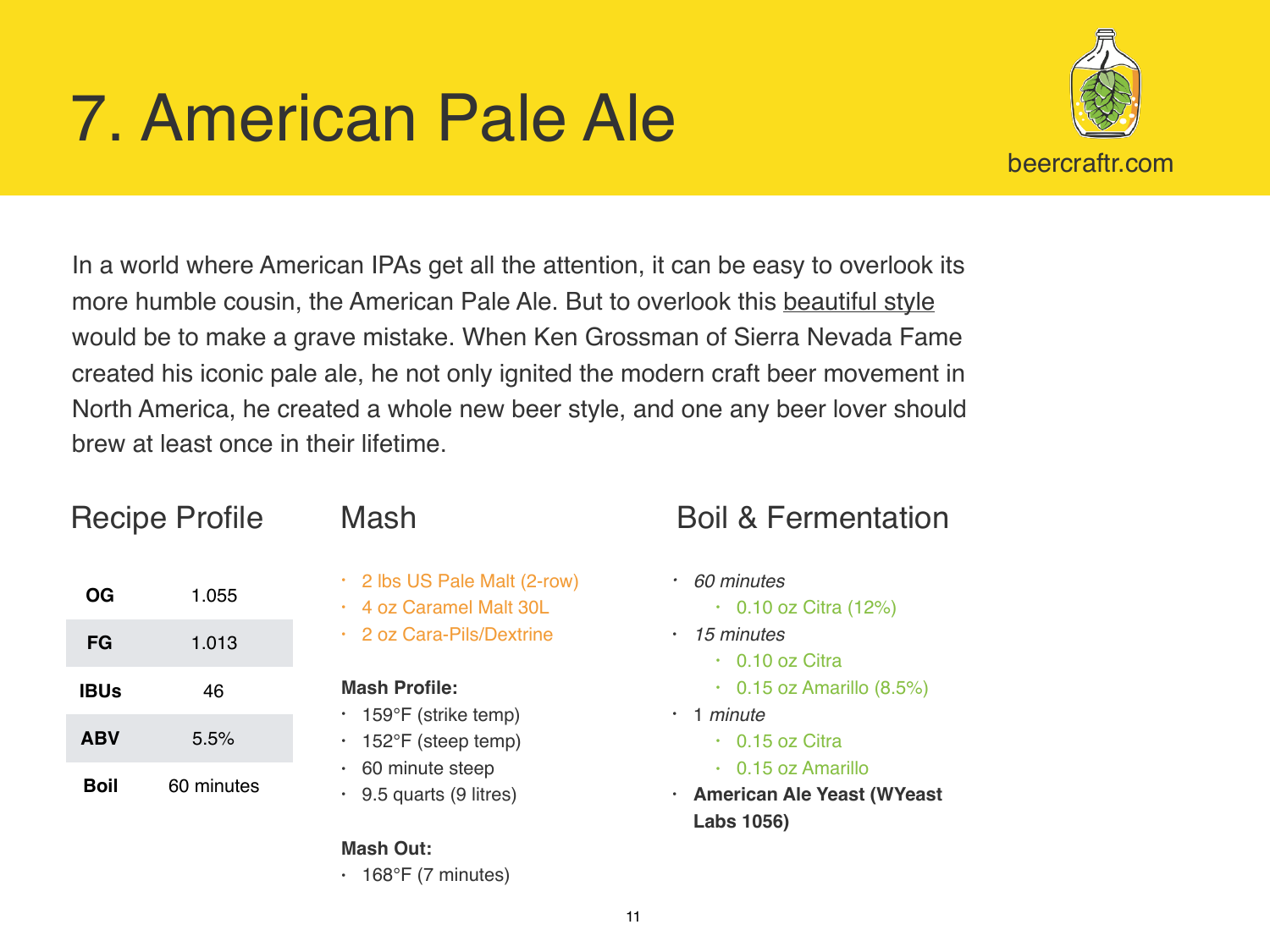# 7. American Pale Ale

beercraftr.com

In a world where American IPAs get all the attention, it can be easy to overlook its more humble cousin, the American Pale Ale. But to overlook this beautiful style would be to make a grave mistake. When Ken Grossman of Sierra Nevada Fame created his iconic pale ale, he not only ignited the modern craft beer movement in North America, he created a whole new beer style, and one any beer lover should brew at least once in their lifetime.

## Recipe Profile

| | |
|---|---|
| **OG** | 1.055 |
| **FG** | 1.013 |
| **IBUs** | 46 |
| **ABV** | 5.5% |
| **Boil** | 60 minutes |

## Mash

- 2 lbs US Pale Malt (2-row)
- 4 oz Caramel Malt 30L
- 2 oz Cara-Pils/Dextrine

**Mash Profile:**

- 159°F (strike temp)
- 152°F (steep temp)
- 60 minute steep
- 9.5 quarts (9 litres)

**Mash Out:**

- 168°F (7 minutes)

## Boil & Fermentation

- *60 minutes*
  - 0.10 oz Citra (12%)
- *15 minutes*
  - 0.10 oz Citra
  - 0.15 oz Amarillo (8.5%)
- 1 *minute*
  - 0.15 oz Citra
  - 0.15 oz Amarillo
- **American Ale Yeast (WYeast Labs 1056)**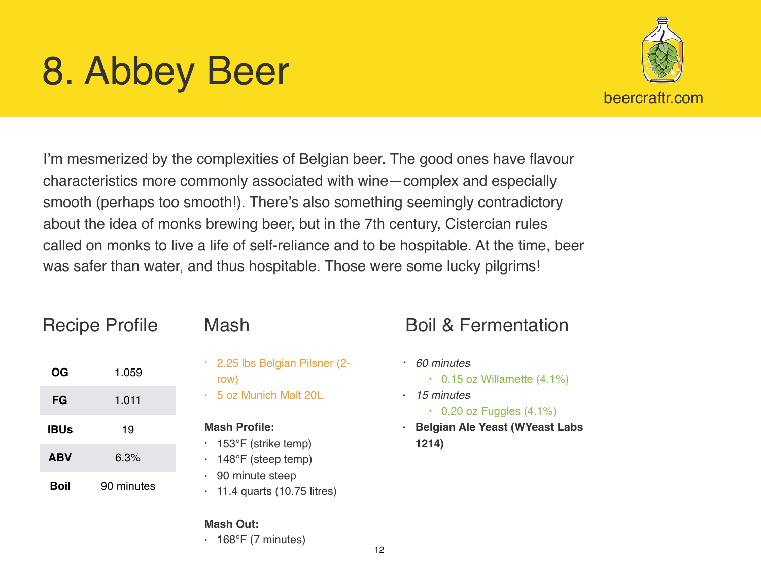# 8. Abbey Beer

beercraftr.com

I'm mesmerized by the complexities of Belgian beer. The good ones have flavour characteristics more commonly associated with wine—complex and especially smooth (perhaps too smooth!). There's also something seemingly contradictory about the idea of monks brewing beer, but in the 7th century, Cistercian rules called on monks to live a life of self-reliance and to be hospitable. At the time, beer was safer than water, and thus hospitable. Those were some lucky pilgrims!

## Recipe Profile

| | |
|---|---|
| **OG** | 1.059 |
| **FG** | 1.011 |
| **IBUs** | 19 |
| **ABV** | 6.3% |
| **Boil** | 90 minutes |

## Mash

- 2.25 lbs Belgian Pilsner (2-row)
- 5 oz Munich Malt 20L

**Mash Profile:**

- 153°F (strike temp)
- 148°F (steep temp)
- 90 minute steep
- 11.4 quarts (10.75 litres)

**Mash Out:**

- 168°F (7 minutes)

## Boil & Fermentation

- *60 minutes*
  - 0.15 oz Willamette (4.1%)
- *15 minutes*
  - 0.20 oz Fuggles (4.1%)
- **Belgian Ale Yeast (WYeast Labs 1214)**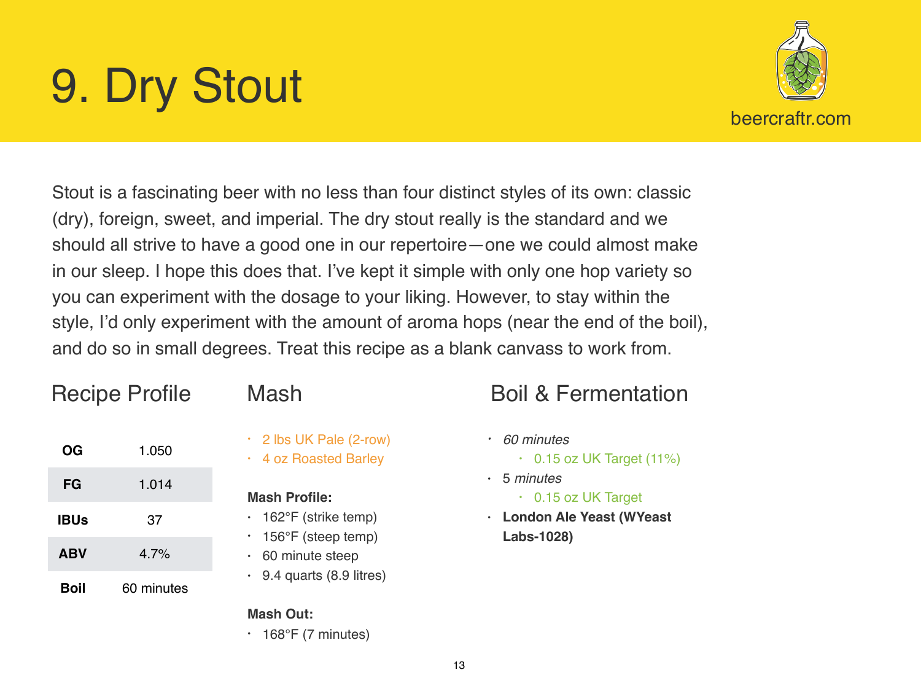# 9. Dry Stout

beercraftr.com

Stout is a fascinating beer with no less than four distinct styles of its own: classic (dry), foreign, sweet, and imperial. The dry stout really is the standard and we should all strive to have a good one in our repertoire—one we could almost make in our sleep. I hope this does that. I've kept it simple with only one hop variety so you can experiment with the dosage to your liking. However, to stay within the style, I'd only experiment with the amount of aroma hops (near the end of the boil), and do so in small degrees. Treat this recipe as a blank canvass to work from.

## Recipe Profile

| | |
|---|---|
| **OG** | 1.050 |
| **FG** | 1.014 |
| **IBUs** | 37 |
| **ABV** | 4.7% |
| **Boil** | 60 minutes |

## Mash

- 2 lbs UK Pale (2-row)
- 4 oz Roasted Barley

**Mash Profile:**

- 162°F (strike temp)
- 156°F (steep temp)
- 60 minute steep
- 9.4 quarts (8.9 litres)

**Mash Out:**

- 168°F (7 minutes)

## Boil & Fermentation

- *60 minutes*
    - 0.15 oz UK Target (11%)
- 5 *minutes*
    - 0.15 oz UK Target
- **London Ale Yeast (WYeast Labs-1028)**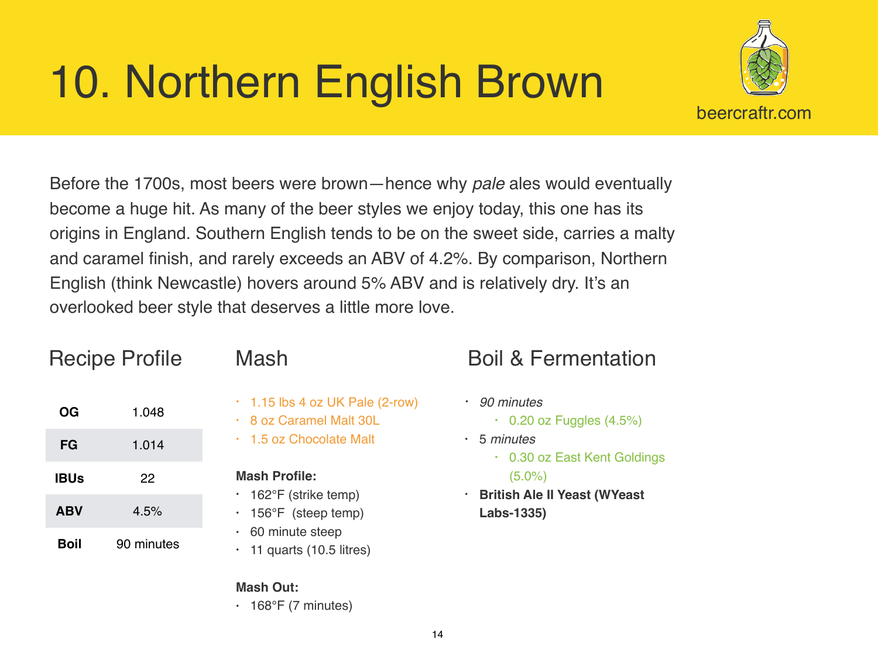# 10. Northern English Brown

beercraftr.com

Before the 1700s, most beers were brown—hence why *pale* ales would eventually become a huge hit. As many of the beer styles we enjoy today, this one has its origins in England. Southern English tends to be on the sweet side, carries a malty and caramel finish, and rarely exceeds an ABV of 4.2%. By comparison, Northern English (think Newcastle) hovers around 5% ABV and is relatively dry. It's an overlooked beer style that deserves a little more love.

## Recipe Profile

| | |
|---|---|
| **OG** | 1.048 |
| **FG** | 1.014 |
| **IBUs** | 22 |
| **ABV** | 4.5% |
| **Boil** | 90 minutes |

## Mash

- 1.15 lbs 4 oz UK Pale (2-row)
- 8 oz Caramel Malt 30L
- 1.5 oz Chocolate Malt

**Mash Profile:**

- 162°F (strike temp)
- 156°F (steep temp)
- 60 minute steep
- 11 quarts (10.5 litres)

**Mash Out:**

- 168°F (7 minutes)

## Boil & Fermentation

- *90 minutes*
  - 0.20 oz Fuggles (4.5%)
- 5 *minutes*
  - 0.30 oz East Kent Goldings (5.0%)
- **British Ale II Yeast (WYeast Labs-1335)**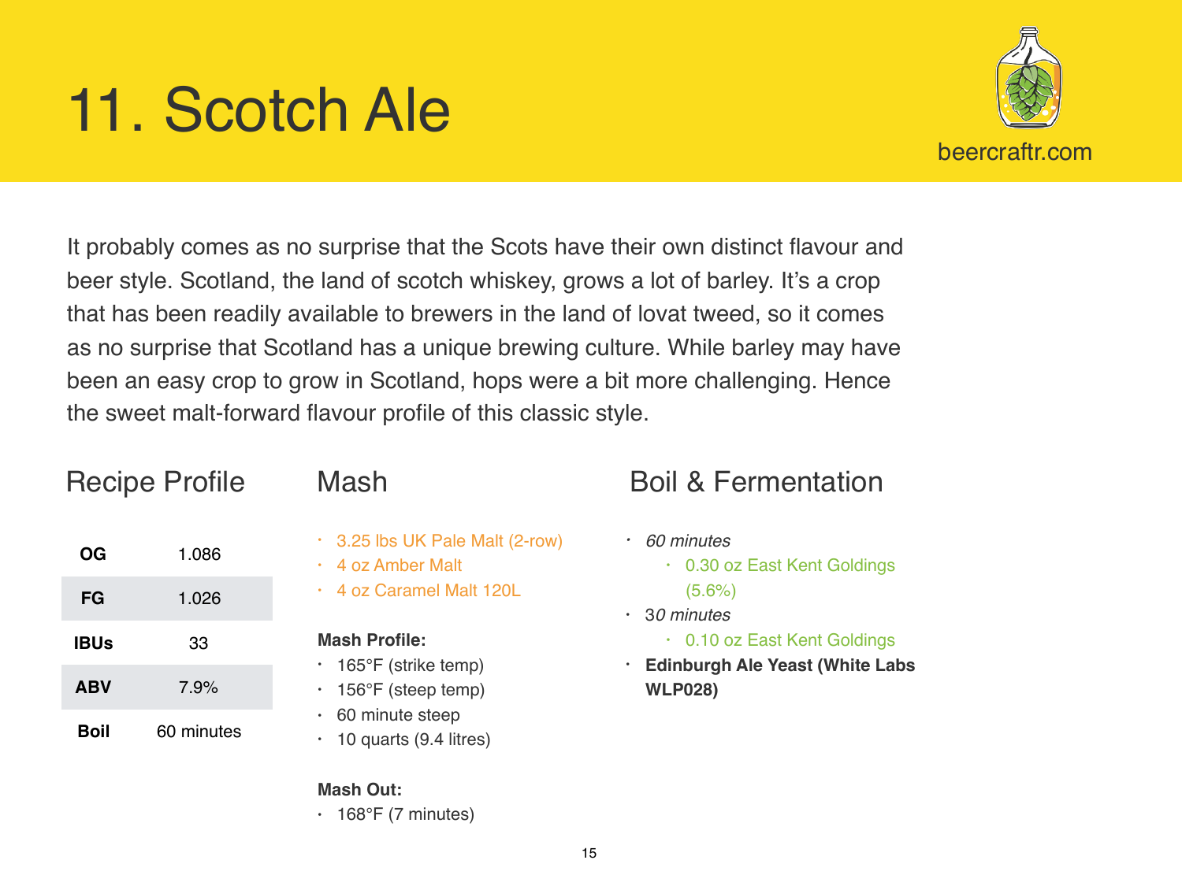# 11. Scotch Ale

beercraftr.com

It probably comes as no surprise that the Scots have their own distinct flavour and beer style. Scotland, the land of scotch whiskey, grows a lot of barley. It's a crop that has been readily available to brewers in the land of lovat tweed, so it comes as no surprise that Scotland has a unique brewing culture. While barley may have been an easy crop to grow in Scotland, hops were a bit more challenging. Hence the sweet malt-forward flavour profile of this classic style.

## Recipe Profile

| | |
|---|---|
| **OG** | 1.086 |
| **FG** | 1.026 |
| **IBUs** | 33 |
| **ABV** | 7.9% |
| **Boil** | 60 minutes |

## Mash

- 3.25 lbs UK Pale Malt (2-row)
- 4 oz Amber Malt
- 4 oz Caramel Malt 120L

**Mash Profile:**

- 165°F (strike temp)
- 156°F (steep temp)
- 60 minute steep
- 10 quarts (9.4 litres)

**Mash Out:**

- 168°F (7 minutes)

## Boil & Fermentation

- *60 minutes*
    - 0.30 oz East Kent Goldings (5.6%)
- *30 minutes*
    - 0.10 oz East Kent Goldings
- **Edinburgh Ale Yeast (White Labs WLP028)**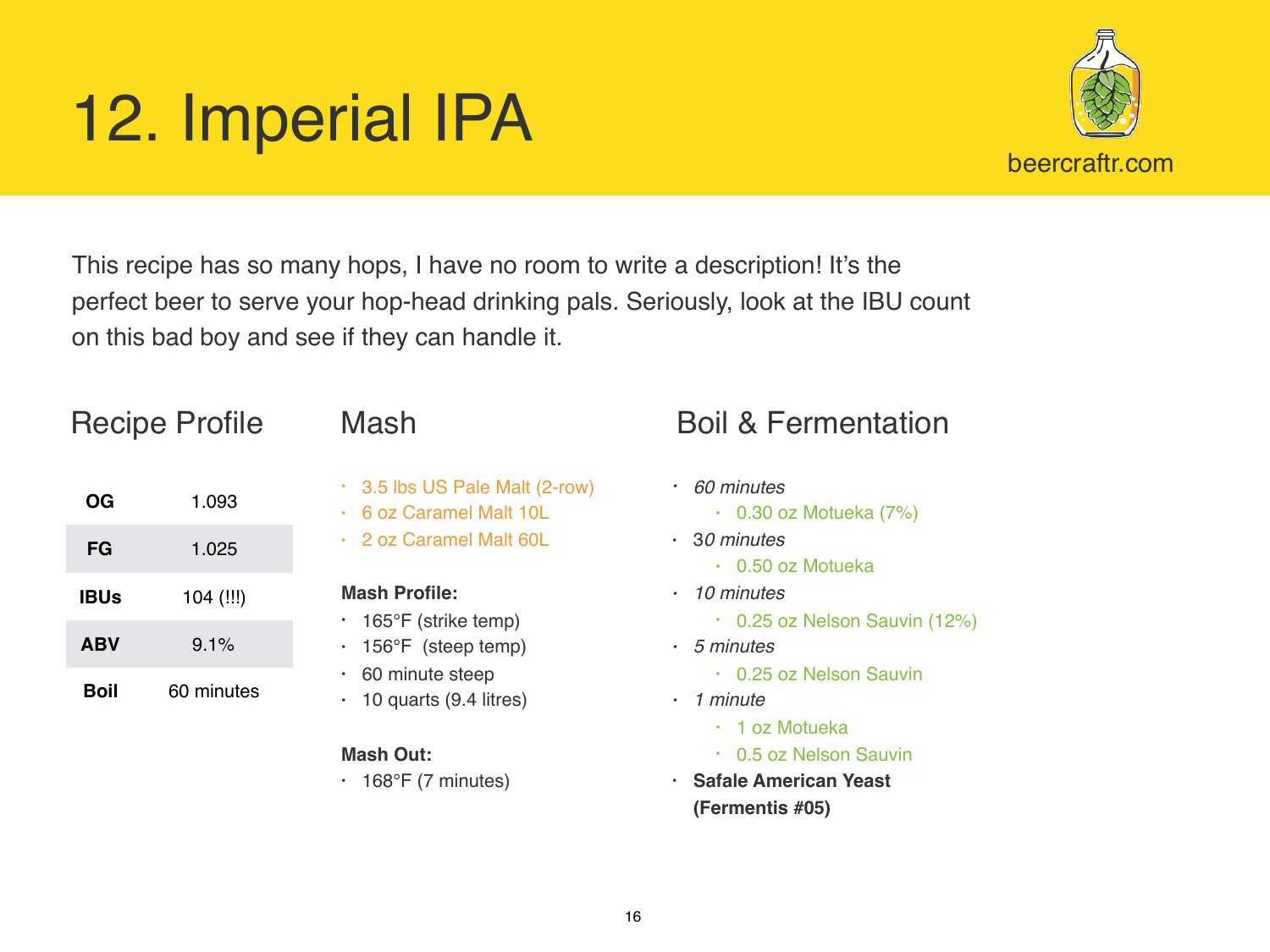# 12. Imperial IPA

beercraftr.com

This recipe has so many hops, I have no room to write a description! It's the perfect beer to serve your hop-head drinking pals. Seriously, look at the IBU count on this bad boy and see if they can handle it.

## Recipe Profile

| | |
|---|---|
| **OG** | 1.093 |
| **FG** | 1.025 |
| **IBUs** | 104 (!!!) |
| **ABV** | 9.1% |
| **Boil** | 60 minutes |

## Mash

- 3.5 lbs US Pale Malt (2-row)
- 6 oz Caramel Malt 10L
- 2 oz Caramel Malt 60L

**Mash Profile:**

- 165°F (strike temp)
- 156°F (steep temp)
- 60 minute steep
- 10 quarts (9.4 litres)

**Mash Out:**

- 168°F (7 minutes)

## Boil & Fermentation

- *60 minutes*
    - 0.30 oz Motueka (7%)
- *30 minutes*
    - 0.50 oz Motueka
- *10 minutes*
    - 0.25 oz Nelson Sauvin (12%)
- *5 minutes*
    - 0.25 oz Nelson Sauvin
- *1 minute*
    - 1 oz Motueka
    - 0.5 oz Nelson Sauvin
- **Safale American Yeast (Fermentis #05)**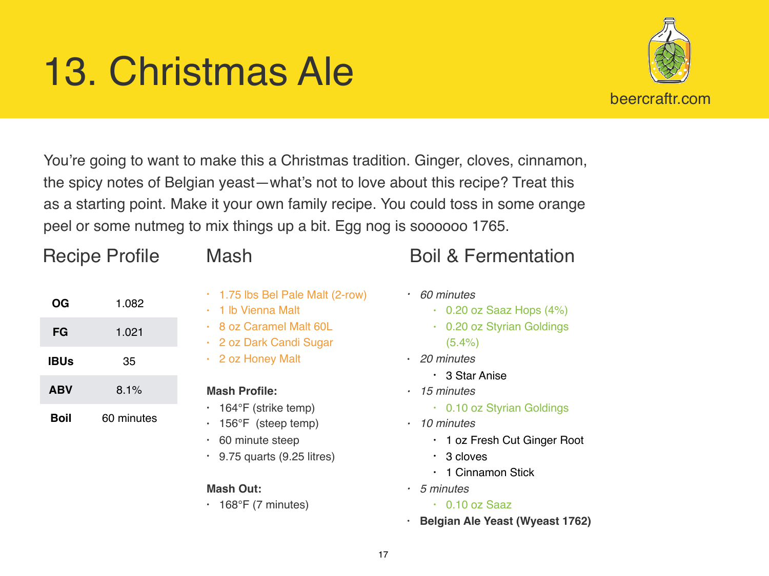# 13. Christmas Ale

You're going to want to make this a Christmas tradition. Ginger, cloves, cinnamon, the spicy notes of Belgian yeast—what's not to love about this recipe? Treat this as a starting point. Make it your own family recipe. You could toss in some orange peel or some nutmeg to mix things up a bit. Egg nog is soooooo 1765.

## Recipe Profile

| | |
|---|---|
| **OG** | 1.082 |
| **FG** | 1.021 |
| **IBUs** | 35 |
| **ABV** | 8.1% |
| **Boil** | 60 minutes |

## Mash

- 1.75 lbs Bel Pale Malt (2-row)
- 1 lb Vienna Malt
- 8 oz Caramel Malt 60L
- 2 oz Dark Candi Sugar
- 2 oz Honey Malt

**Mash Profile:**

- 164°F (strike temp)
- 156°F (steep temp)
- 60 minute steep
- 9.75 quarts (9.25 litres)

**Mash Out:**

- 168°F (7 minutes)

## Boil & Fermentation

- *60 minutes*
  - 0.20 oz Saaz Hops (4%)
  - 0.20 oz Styrian Goldings (5.4%)
- *20 minutes*
  - 3 Star Anise
- *15 minutes*
  - 0.10 oz Styrian Goldings
- *10 minutes*
  - 1 oz Fresh Cut Ginger Root
  - 3 cloves
  - 1 Cinnamon Stick
- *5 minutes*
  - 0.10 oz Saaz
- **Belgian Ale Yeast (Wyeast 1762)**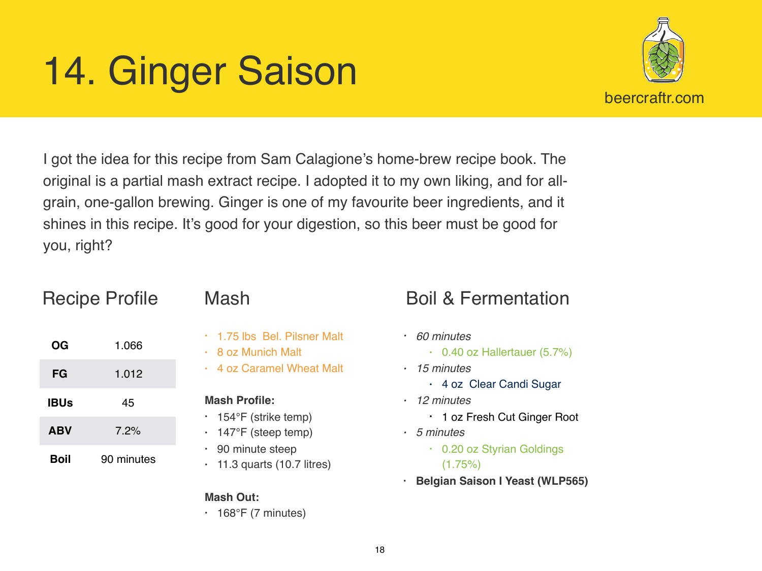# 14. Ginger Saison

beercraftr.com

I got the idea for this recipe from Sam Calagione's home-brew recipe book. The original is a partial mash extract recipe. I adopted it to my own liking, and for all-grain, one-gallon brewing. Ginger is one of my favourite beer ingredients, and it shines in this recipe. It's good for your digestion, so this beer must be good for you, right?

## Recipe Profile

| | |
|---|---|
| **OG** | 1.066 |
| **FG** | 1.012 |
| **IBUs** | 45 |
| **ABV** | 7.2% |
| **Boil** | 90 minutes |

## Mash

- 1.75 lbs Bel. Pilsner Malt
- 8 oz Munich Malt
- 4 oz Caramel Wheat Malt

**Mash Profile:**

- 154°F (strike temp)
- 147°F (steep temp)
- 90 minute steep
- 11.3 quarts (10.7 litres)

**Mash Out:**

- 168°F (7 minutes)

## Boil & Fermentation

- *60 minutes*
  - 0.40 oz Hallertauer (5.7%)
- *15 minutes*
  - 4 oz Clear Candi Sugar
- *12 minutes*
  - 1 oz Fresh Cut Ginger Root
- *5 minutes*
  - 0.20 oz Styrian Goldings (1.75%)
- **Belgian Saison I Yeast (WLP565)**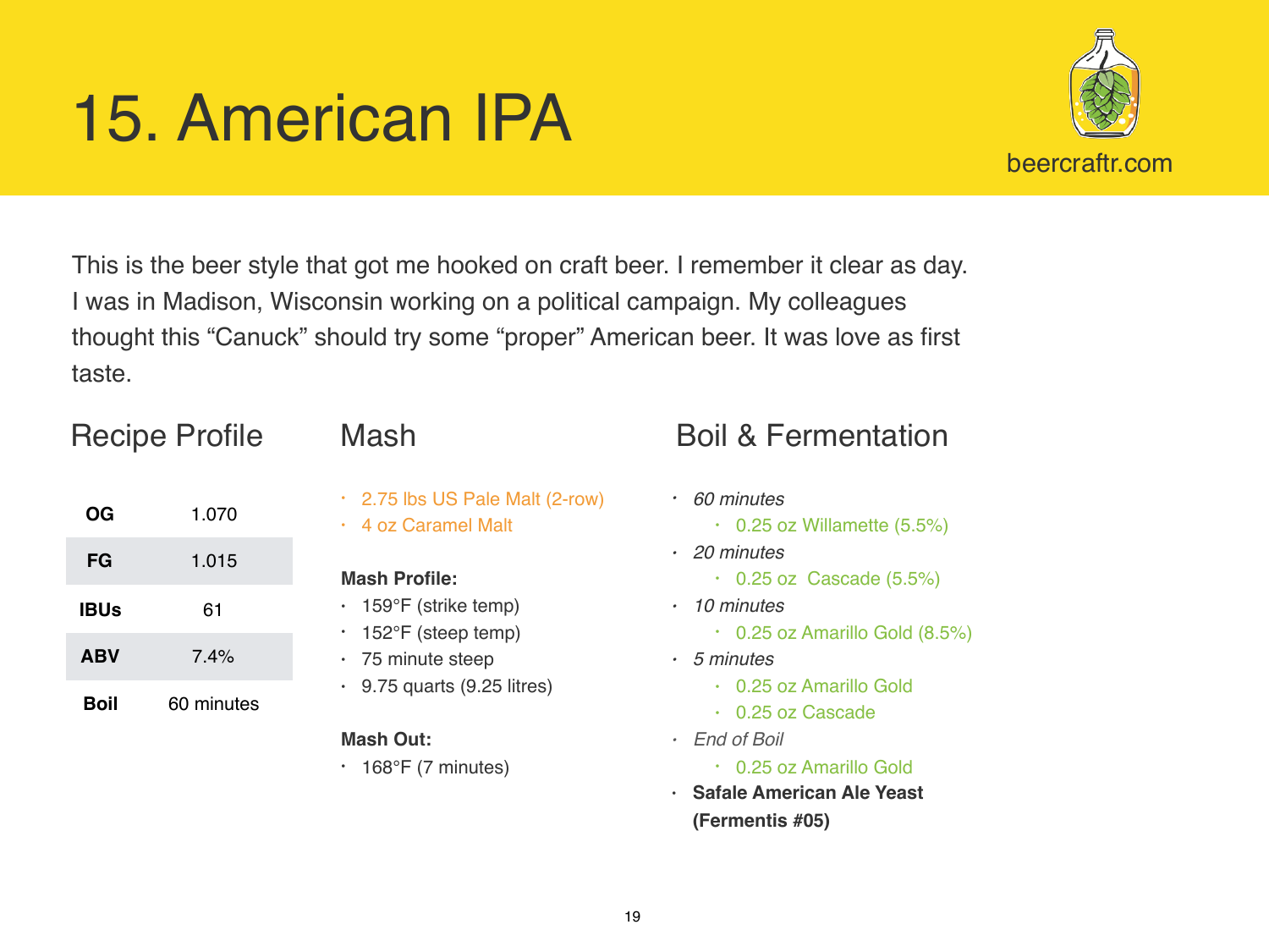# 15. American IPA

beercraftr.com

This is the beer style that got me hooked on craft beer. I remember it clear as day. I was in Madison, Wisconsin working on a political campaign. My colleagues thought this "Canuck" should try some "proper" American beer. It was love as first taste.

## Recipe Profile

| | |
|---|---|
| **OG** | 1.070 |
| **FG** | 1.015 |
| **IBUs** | 61 |
| **ABV** | 7.4% |
| **Boil** | 60 minutes |

## Mash

- 2.75 lbs US Pale Malt (2-row)
- 4 oz Caramel Malt

**Mash Profile:**

- 159°F (strike temp)
- 152°F (steep temp)
- 75 minute steep
- 9.75 quarts (9.25 litres)

**Mash Out:**

- 168°F (7 minutes)

## Boil & Fermentation

- *60 minutes*
  - 0.25 oz Willamette (5.5%)
- *20 minutes*
  - 0.25 oz  Cascade (5.5%)
- *10 minutes*
  - 0.25 oz Amarillo Gold (8.5%)
- *5 minutes*
  - 0.25 oz Amarillo Gold
  - 0.25 oz Cascade
- *End of Boil*
  - 0.25 oz Amarillo Gold
- **Safale American Ale Yeast (Fermentis #05)**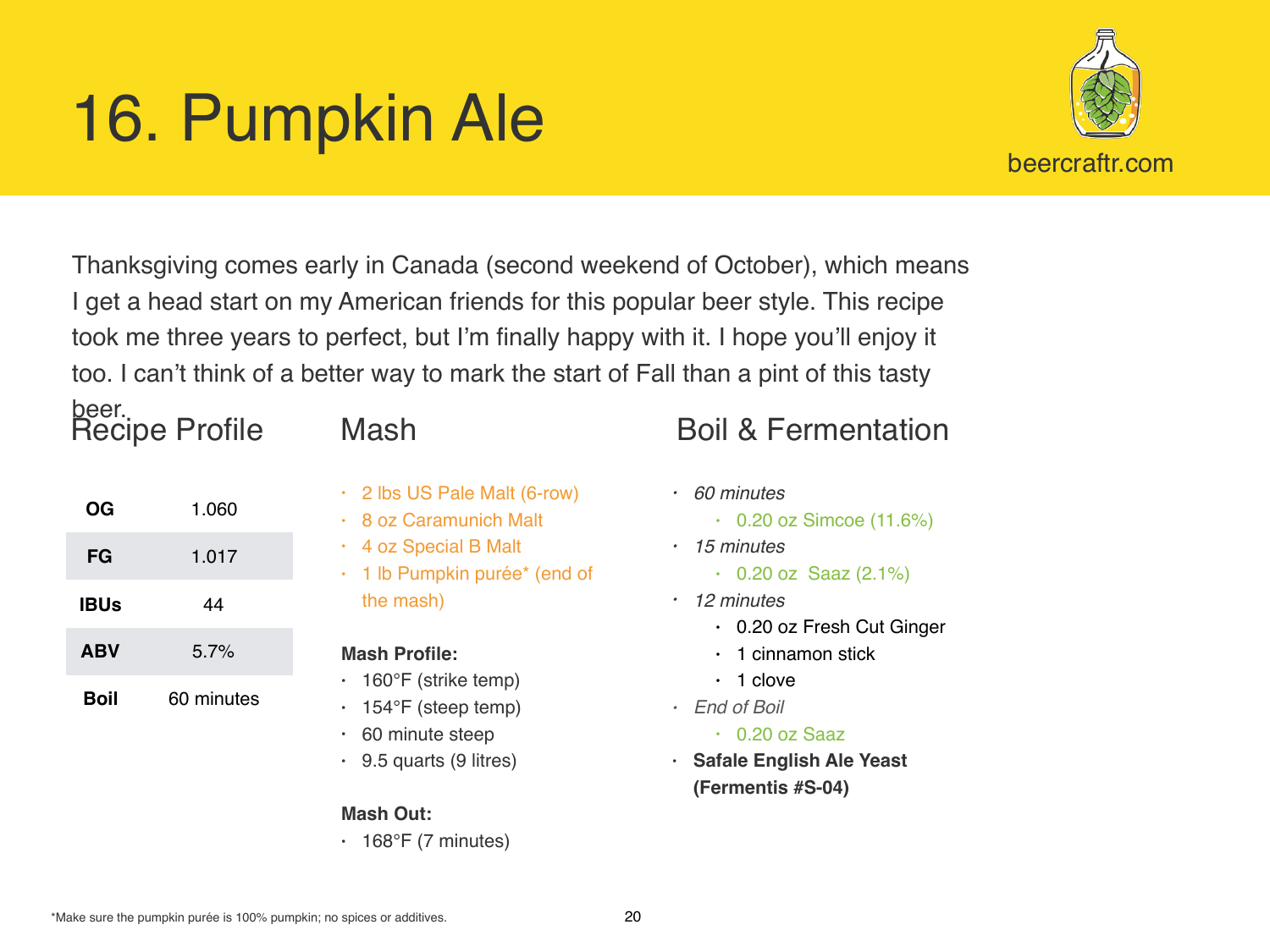# 16. Pumpkin Ale

beercraftr.com

Thanksgiving comes early in Canada (second weekend of October), which means I get a head start on my American friends for this popular beer style. This recipe took me three years to perfect, but I'm finally happy with it. I hope you'll enjoy it too. I can't think of a better way to mark the start of Fall than a pint of this tasty beer.

## Recipe Profile

| | |
|---|---|
| **OG** | 1.060 |
| **FG** | 1.017 |
| **IBUs** | 44 |
| **ABV** | 5.7% |
| **Boil** | 60 minutes |

## Mash

- 2 lbs US Pale Malt (6-row)
- 8 oz Caramunich Malt
- 4 oz Special B Malt
- 1 lb Pumpkin purée* (end of the mash)

**Mash Profile:**

- 160°F (strike temp)
- 154°F (steep temp)
- 60 minute steep
- 9.5 quarts (9 litres)

**Mash Out:**

- 168°F (7 minutes)

## Boil & Fermentation

- *60 minutes*
  - 0.20 oz Simcoe (11.6%)
- *15 minutes*
  - 0.20 oz Saaz (2.1%)
- *12 minutes*
  - 0.20 oz Fresh Cut Ginger
  - 1 cinnamon stick
  - 1 clove
- *End of Boil*
  - 0.20 oz Saaz
- **Safale English Ale Yeast (Fermentis #S-04)**

*Make sure the pumpkin purée is 100% pumpkin; no spices or additives.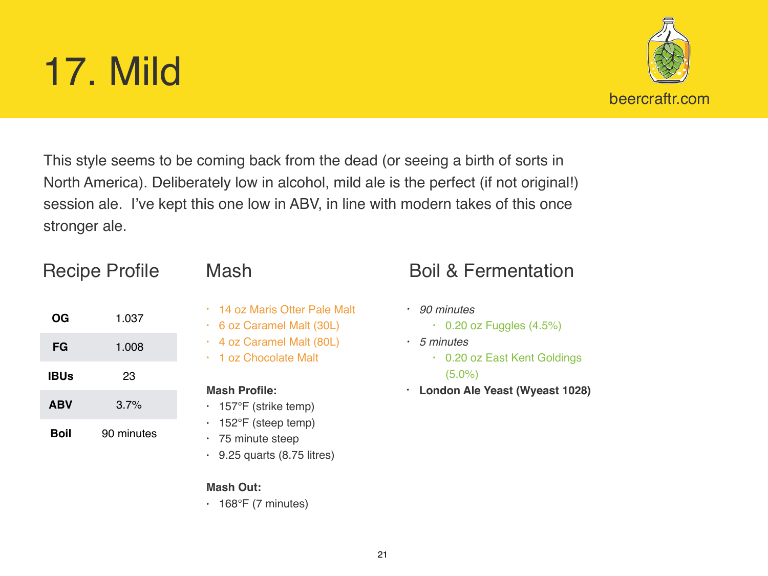# 17. Mild

beercraftr.com

This style seems to be coming back from the dead (or seeing a birth of sorts in North America). Deliberately low in alcohol, mild ale is the perfect (if not original!) session ale.  I've kept this one low in ABV, in line with modern takes of this once stronger ale.

## Recipe Profile

| | |
|---|---|
| **OG** | 1.037 |
| **FG** | 1.008 |
| **IBUs** | 23 |
| **ABV** | 3.7% |
| **Boil** | 90 minutes |

## Mash

- 14 oz Maris Otter Pale Malt
- 6 oz Caramel Malt (30L)
- 4 oz Caramel Malt (80L)
- 1 oz Chocolate Malt

**Mash Profile:**

- 157°F (strike temp)
- 152°F (steep temp)
- 75 minute steep
- 9.25 quarts (8.75 litres)

**Mash Out:**

- 168°F (7 minutes)

## Boil & Fermentation

- *90 minutes*
  - 0.20 oz Fuggles (4.5%)
- *5 minutes*
  - 0.20 oz East Kent Goldings (5.0%)
- **London Ale Yeast (Wyeast 1028)**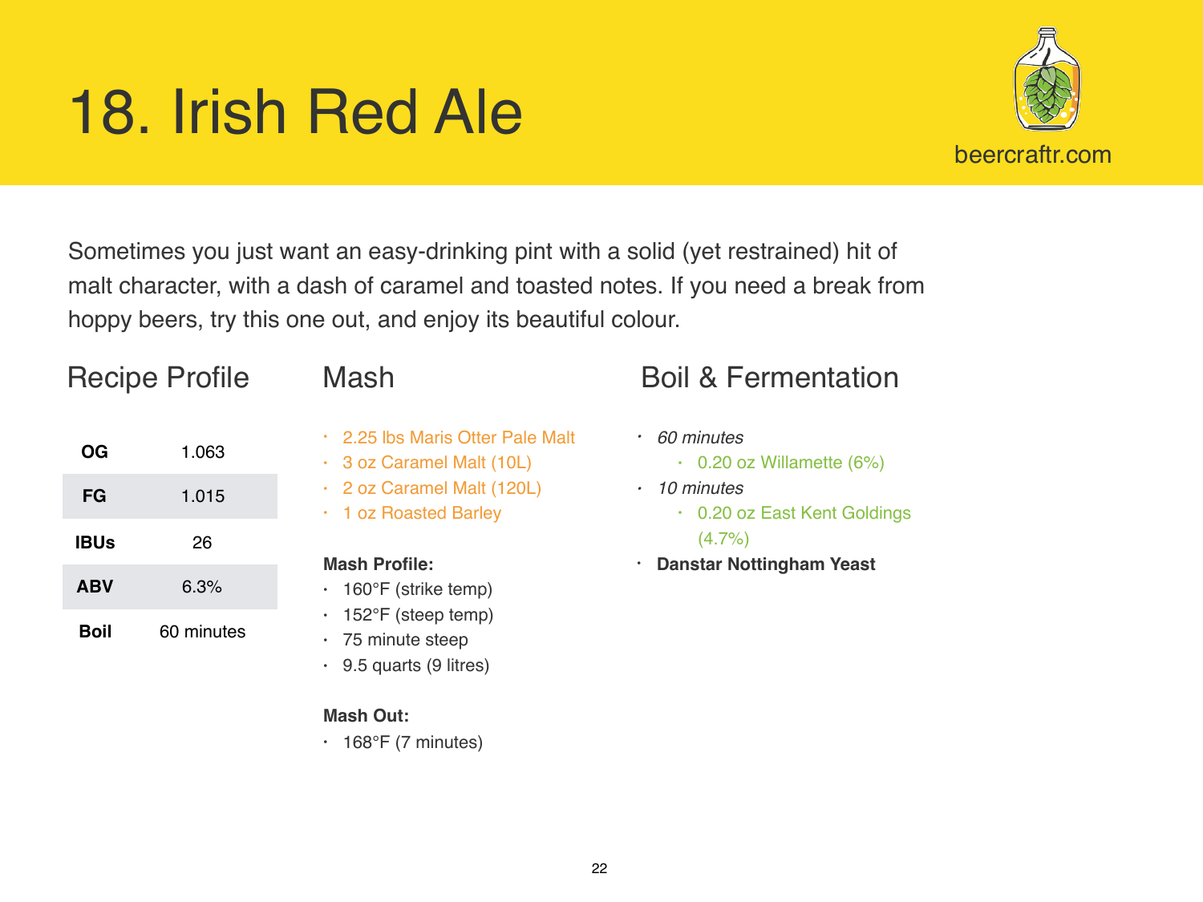# 18. Irish Red Ale

beercraftr.com

Sometimes you just want an easy-drinking pint with a solid (yet restrained) hit of malt character, with a dash of caramel and toasted notes. If you need a break from hoppy beers, try this one out, and enjoy its beautiful colour.

## Recipe Profile

| | |
|---|---|
| **OG** | 1.063 |
| **FG** | 1.015 |
| **IBUs** | 26 |
| **ABV** | 6.3% |
| **Boil** | 60 minutes |

## Mash

- 2.25 lbs Maris Otter Pale Malt
- 3 oz Caramel Malt (10L)
- 2 oz Caramel Malt (120L)
- 1 oz Roasted Barley

**Mash Profile:**

- 160°F (strike temp)
- 152°F (steep temp)
- 75 minute steep
- 9.5 quarts (9 litres)

**Mash Out:**

- 168°F (7 minutes)

## Boil & Fermentation

- *60 minutes*
  - 0.20 oz Willamette (6%)
- *10 minutes*
  - 0.20 oz East Kent Goldings (4.7%)
- **Danstar Nottingham Yeast**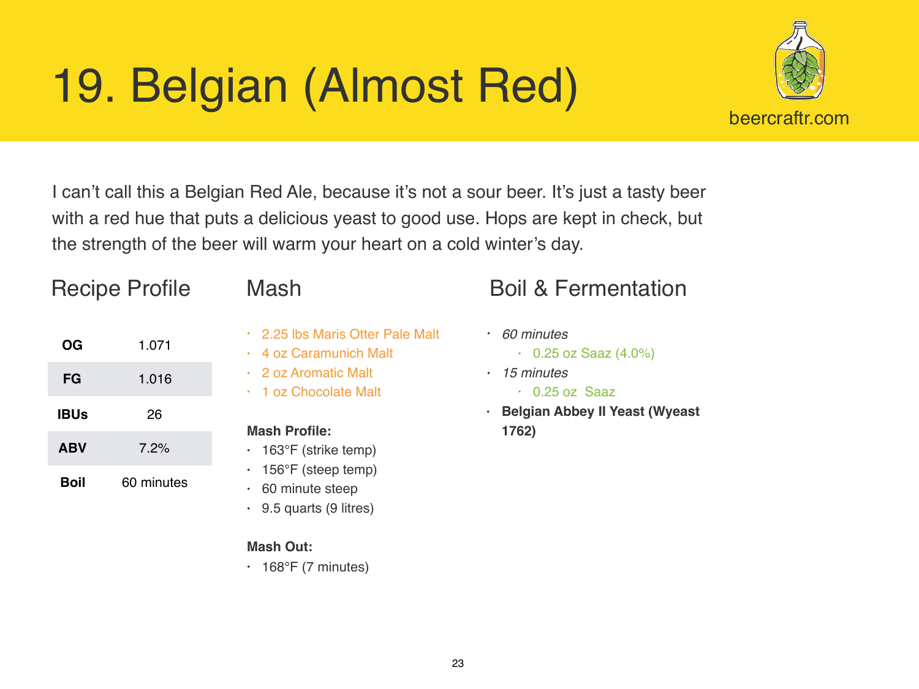# 19. Belgian (Almost Red)

beercraftr.com

I can't call this a Belgian Red Ale, because it's not a sour beer. It's just a tasty beer with a red hue that puts a delicious yeast to good use. Hops are kept in check, but the strength of the beer will warm your heart on a cold winter's day.

## Recipe Profile

| | |
|---|---|
| **OG** | 1.071 |
| **FG** | 1.016 |
| **IBUs** | 26 |
| **ABV** | 7.2% |
| **Boil** | 60 minutes |

## Mash

- 2.25 lbs Maris Otter Pale Malt
- 4 oz Caramunich Malt
- 2 oz Aromatic Malt
- 1 oz Chocolate Malt

**Mash Profile:**

- 163°F (strike temp)
- 156°F (steep temp)
- 60 minute steep
- 9.5 quarts (9 litres)

**Mash Out:**

- 168°F (7 minutes)

## Boil & Fermentation

- *60 minutes*
  - 0.25 oz Saaz (4.0%)
- *15 minutes*
  - 0.25 oz  Saaz
- **Belgian Abbey II Yeast (Wyeast 1762)**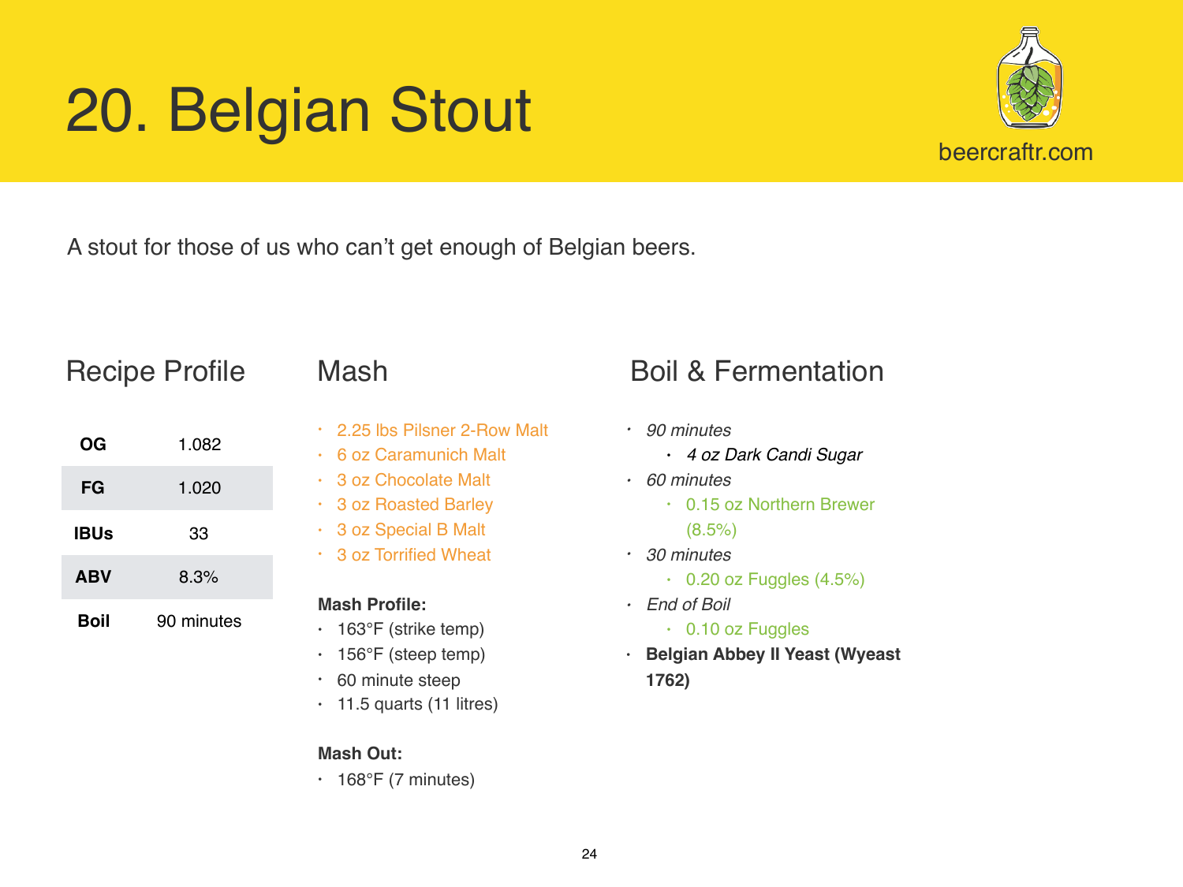# 20. Belgian Stout

beercraftr.com

A stout for those of us who can't get enough of Belgian beers.

## Recipe Profile

| | |
|---|---|
| **OG** | 1.082 |
| **FG** | 1.020 |
| **IBUs** | 33 |
| **ABV** | 8.3% |
| **Boil** | 90 minutes |

## Mash

- 2.25 lbs Pilsner 2-Row Malt
- 6 oz Caramunich Malt
- 3 oz Chocolate Malt
- 3 oz Roasted Barley
- 3 oz Special B Malt
- 3 oz Torrified Wheat

**Mash Profile:**

- 163°F (strike temp)
- 156°F (steep temp)
- 60 minute steep
- 11.5 quarts (11 litres)

**Mash Out:**

- 168°F (7 minutes)

## Boil & Fermentation

- *90 minutes*
  - *4 oz Dark Candi Sugar*
- *60 minutes*
  - 0.15 oz Northern Brewer (8.5%)
- *30 minutes*
  - 0.20 oz Fuggles (4.5%)
- *End of Boil*
  - 0.10 oz Fuggles
- **Belgian Abbey II Yeast (Wyeast 1762)**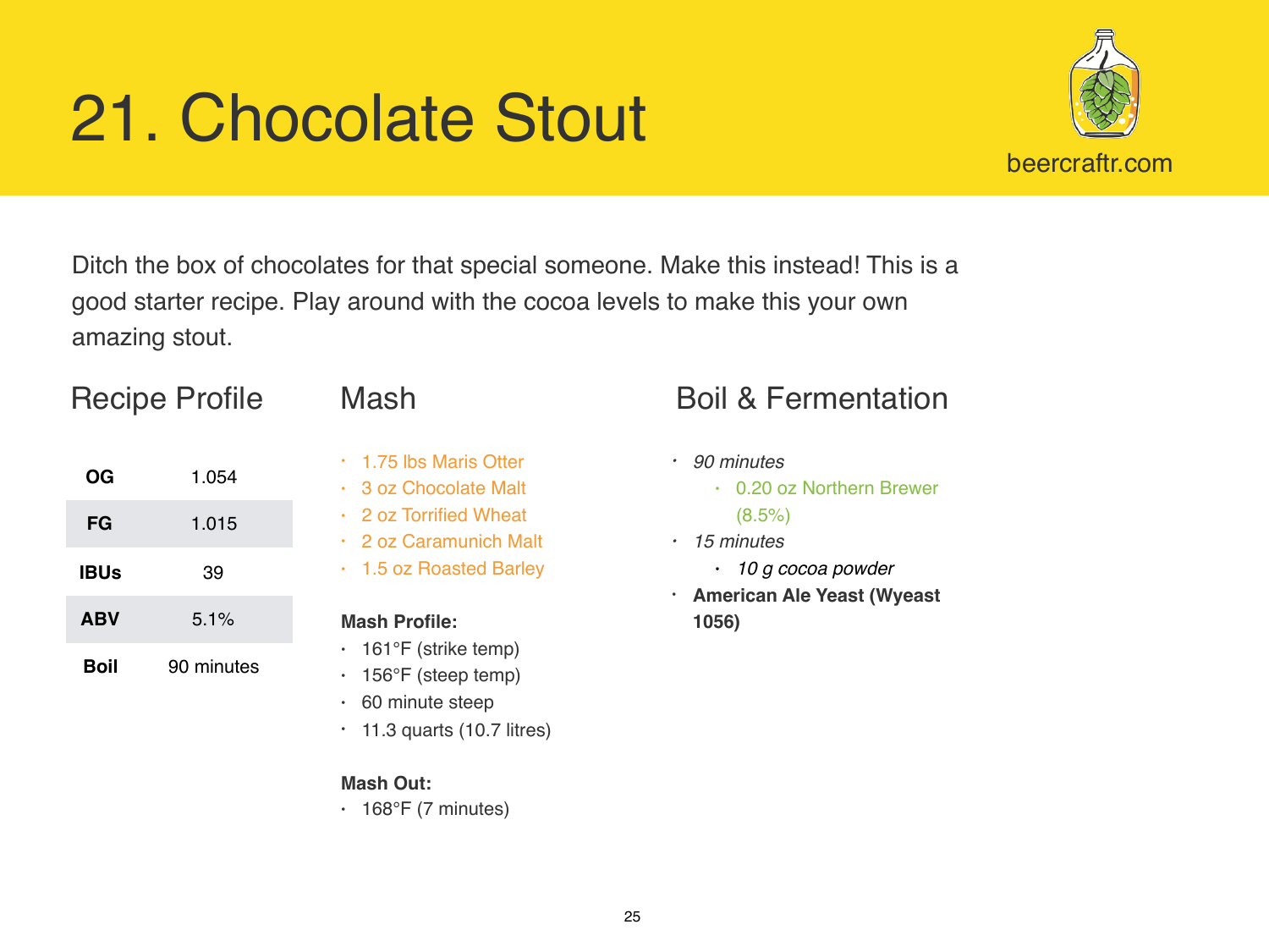# 21. Chocolate Stout

beercraftr.com

Ditch the box of chocolates for that special someone. Make this instead! This is a good starter recipe. Play around with the cocoa levels to make this your own amazing stout.

## Recipe Profile

| | |
|---|---|
| **OG** | 1.054 |
| **FG** | 1.015 |
| **IBUs** | 39 |
| **ABV** | 5.1% |
| **Boil** | 90 minutes |

## Mash

- 1.75 lbs Maris Otter
- 3 oz Chocolate Malt
- 2 oz Torrified Wheat
- 2 oz Caramunich Malt
- 1.5 oz Roasted Barley

**Mash Profile:**

- 161°F (strike temp)
- 156°F (steep temp)
- 60 minute steep
- 11.3 quarts (10.7 litres)

**Mash Out:**

- 168°F (7 minutes)

## Boil & Fermentation

- *90 minutes*
  - 0.20 oz Northern Brewer (8.5%)
- *15 minutes*
  - *10 g cocoa powder*
- **American Ale Yeast (Wyeast 1056)**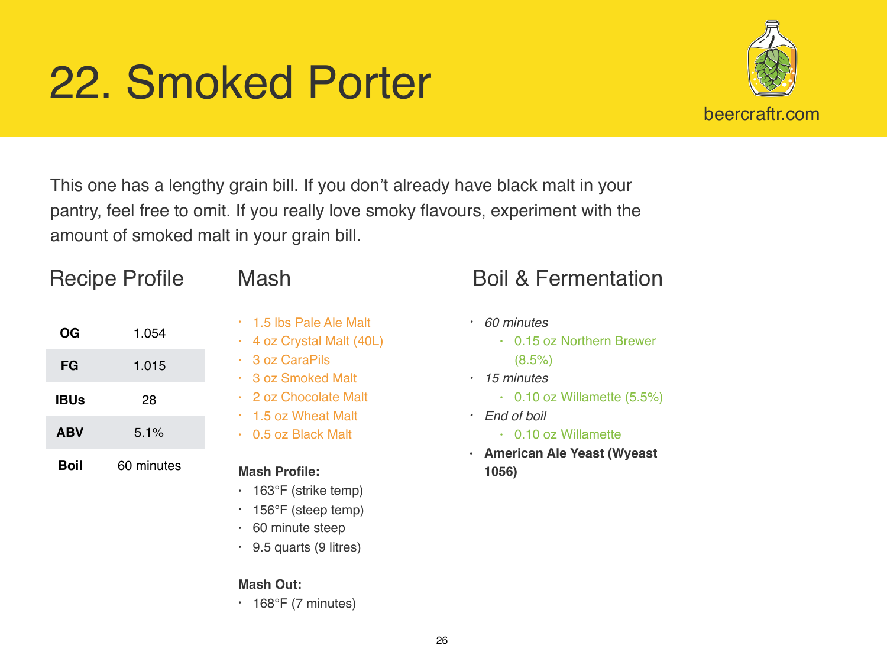# 22. Smoked Porter

beercraftr.com

This one has a lengthy grain bill. If you don't already have black malt in your pantry, feel free to omit. If you really love smoky flavours, experiment with the amount of smoked malt in your grain bill.

## Recipe Profile

| | |
|---|---|
| **OG** | 1.054 |
| **FG** | 1.015 |
| **IBUs** | 28 |
| **ABV** | 5.1% |
| **Boil** | 60 minutes |

## Mash

- 1.5 lbs Pale Ale Malt
- 4 oz Crystal Malt (40L)
- 3 oz CaraPils
- 3 oz Smoked Malt
- 2 oz Chocolate Malt
- 1.5 oz Wheat Malt
- 0.5 oz Black Malt

**Mash Profile:**

- 163°F (strike temp)
- 156°F (steep temp)
- 60 minute steep
- 9.5 quarts (9 litres)

**Mash Out:**

- 168°F (7 minutes)

## Boil & Fermentation

- *60 minutes*
  - 0.15 oz Northern Brewer (8.5%)
- *15 minutes*
  - 0.10 oz Willamette (5.5%)
- *End of boil*
  - 0.10 oz Willamette
- **American Ale Yeast (Wyeast 1056)**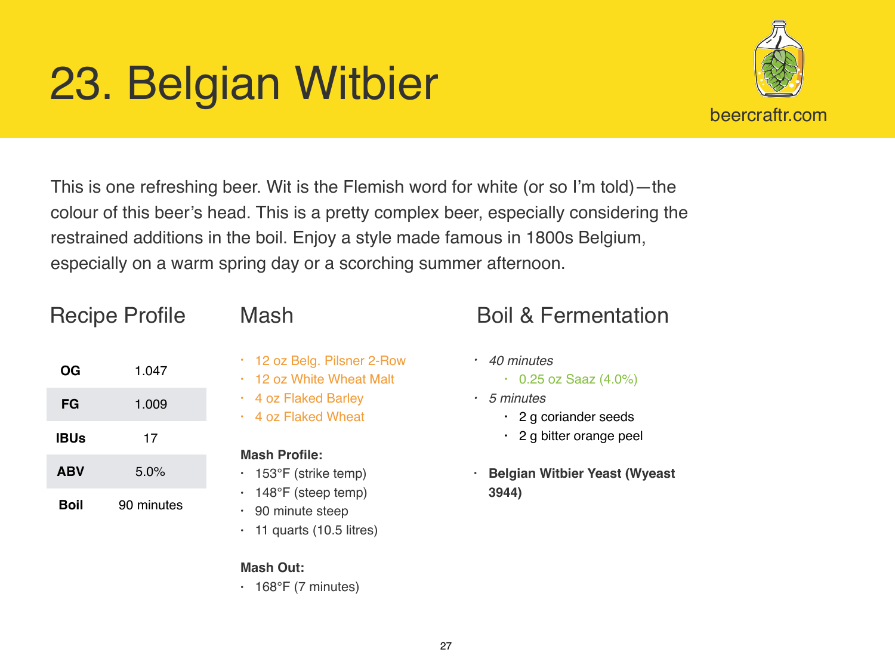# 23. Belgian Witbier

beercraftr.com

This is one refreshing beer. Wit is the Flemish word for white (or so I'm told)—the colour of this beer's head. This is a pretty complex beer, especially considering the restrained additions in the boil. Enjoy a style made famous in 1800s Belgium, especially on a warm spring day or a scorching summer afternoon.

## Recipe Profile

| | |
|---|---|
| **OG** | 1.047 |
| **FG** | 1.009 |
| **IBUs** | 17 |
| **ABV** | 5.0% |
| **Boil** | 90 minutes |

## Mash

- 12 oz Belg. Pilsner 2-Row
- 12 oz White Wheat Malt
- 4 oz Flaked Barley
- 4 oz Flaked Wheat

**Mash Profile:**

- 153°F (strike temp)
- 148°F (steep temp)
- 90 minute steep
- 11 quarts (10.5 litres)

**Mash Out:**

- 168°F (7 minutes)

## Boil & Fermentation

- *40 minutes*
  - 0.25 oz Saaz (4.0%)
- *5 minutes*
  - 2 g coriander seeds
  - 2 g bitter orange peel
- **Belgian Witbier Yeast (Wyeast 3944)**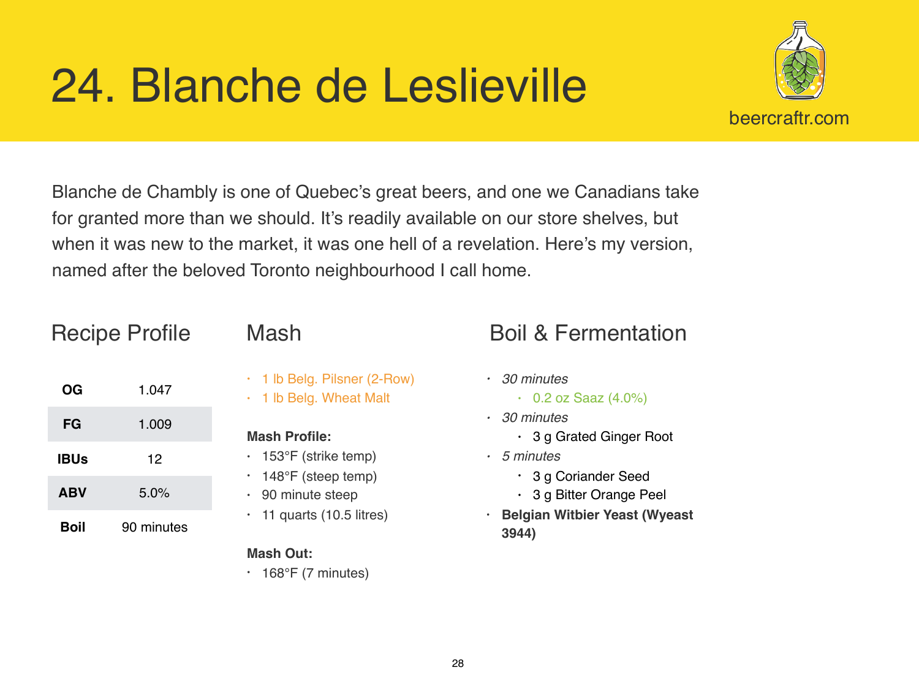# 24. Blanche de Leslieville

beercraftr.com

Blanche de Chambly is one of Quebec's great beers, and one we Canadians take for granted more than we should. It's readily available on our store shelves, but when it was new to the market, it was one hell of a revelation. Here's my version, named after the beloved Toronto neighbourhood I call home.

## Recipe Profile

| | |
|---|---|
| **OG** | 1.047 |
| **FG** | 1.009 |
| **IBUs** | 12 |
| **ABV** | 5.0% |
| **Boil** | 90 minutes |

## Mash

- 1 lb Belg. Pilsner (2-Row)
- 1 lb Belg. Wheat Malt

**Mash Profile:**

- 153°F (strike temp)
- 148°F (steep temp)
- 90 minute steep
- 11 quarts (10.5 litres)

**Mash Out:**

- 168°F (7 minutes)

## Boil & Fermentation

- *30 minutes*
  - 0.2 oz Saaz (4.0%)
- *30 minutes*
  - 3 g Grated Ginger Root
- *5 minutes*
  - 3 g Coriander Seed
  - 3 g Bitter Orange Peel
- **Belgian Witbier Yeast (Wyeast 3944)**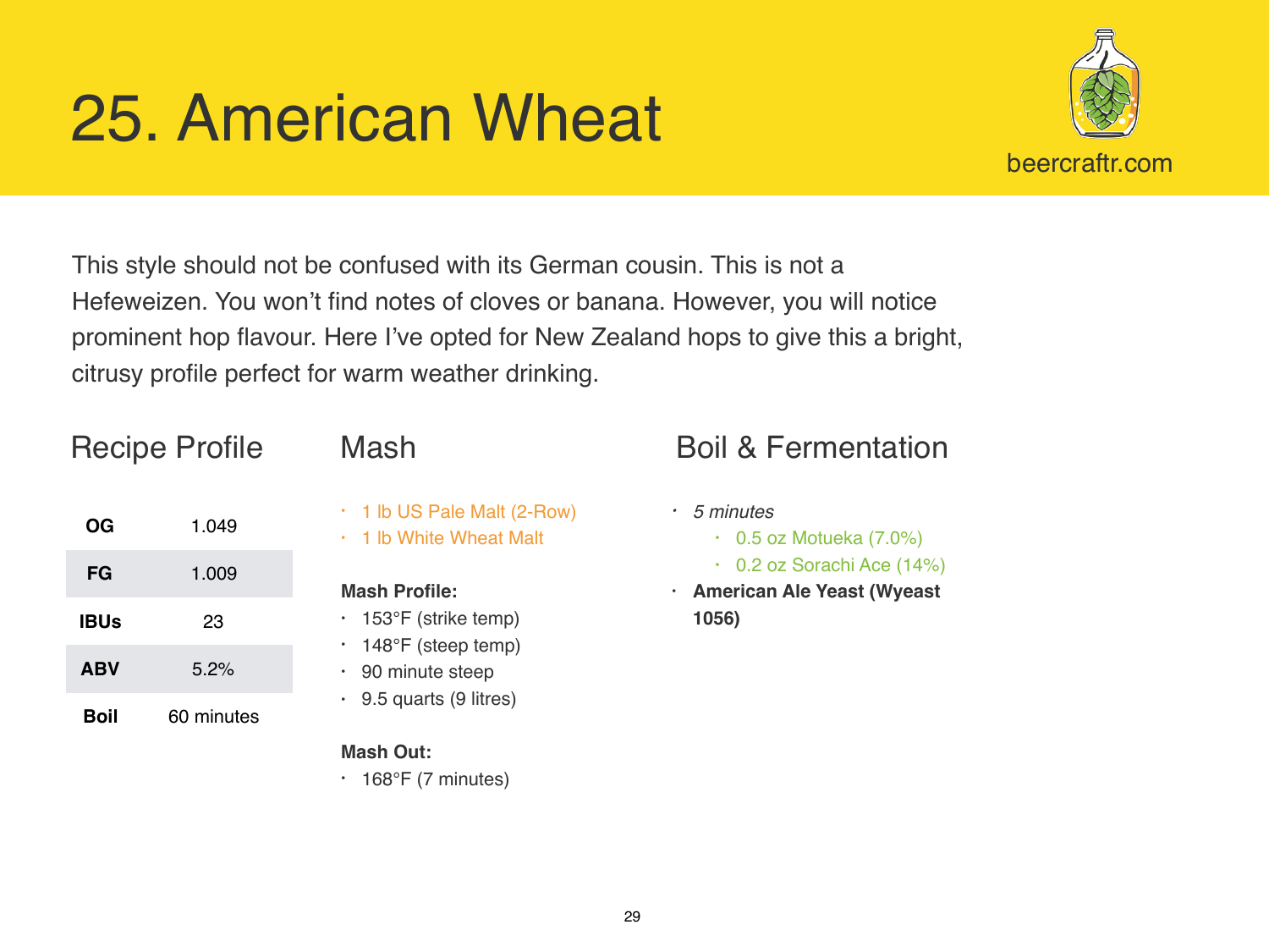# 25. American Wheat

beercraftr.com

This style should not be confused with its German cousin. This is not a Hefeweizen. You won't find notes of cloves or banana. However, you will notice prominent hop flavour. Here I've opted for New Zealand hops to give this a bright, citrusy profile perfect for warm weather drinking.

## Recipe Profile

| | |
|---|---|
| **OG** | 1.049 |
| **FG** | 1.009 |
| **IBUs** | 23 |
| **ABV** | 5.2% |
| **Boil** | 60 minutes |

## Mash

- 1 lb US Pale Malt (2-Row)
- 1 lb White Wheat Malt

**Mash Profile:**

- 153°F (strike temp)
- 148°F (steep temp)
- 90 minute steep
- 9.5 quarts (9 litres)

**Mash Out:**

- 168°F (7 minutes)

## Boil & Fermentation

- *5 minutes*
    - 0.5 oz Motueka (7.0%)
    - 0.2 oz Sorachi Ace (14%)
- **American Ale Yeast (Wyeast 1056)**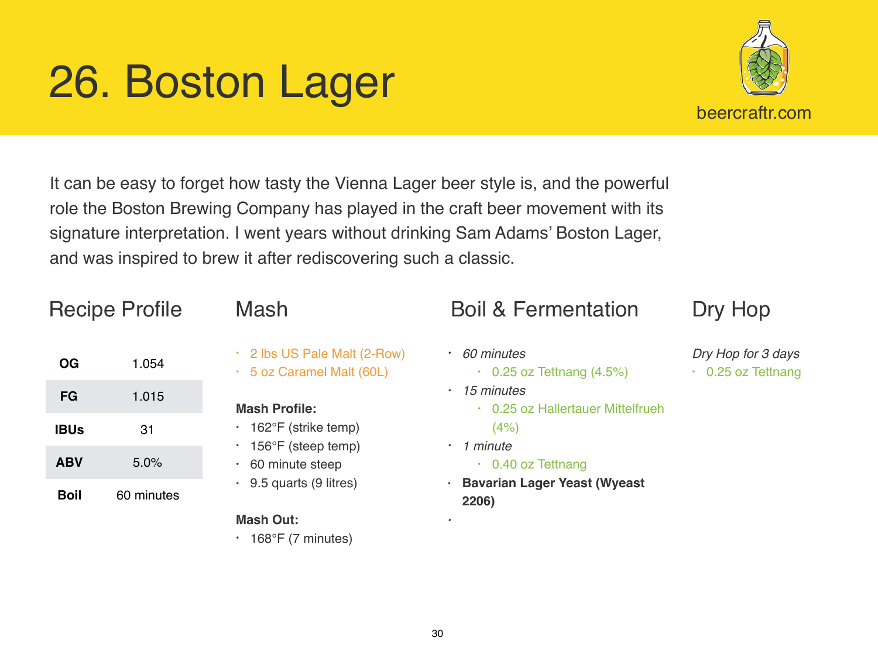# 26. Boston Lager

beercraftr.com

It can be easy to forget how tasty the Vienna Lager beer style is, and the powerful role the Boston Brewing Company has played in the craft beer movement with its signature interpretation. I went years without drinking Sam Adams' Boston Lager, and was inspired to brew it after rediscovering such a classic.

## Recipe Profile

| | |
|---|---|
| **OG** | 1.054 |
| **FG** | 1.015 |
| **IBUs** | 31 |
| **ABV** | 5.0% |
| **Boil** | 60 minutes |

## Mash

- 2 lbs US Pale Malt (2-Row)
- 5 oz Caramel Malt (60L)

**Mash Profile:**

- 162°F (strike temp)
- 156°F (steep temp)
- 60 minute steep
- 9.5 quarts (9 litres)

**Mash Out:**

- 168°F (7 minutes)

## Boil & Fermentation

- *60 minutes*
  - 0.25 oz Tettnang (4.5%)
- *15 minutes*
  - 0.25 oz Hallertauer Mittelfrueh (4%)
- *1 minute*
  - 0.40 oz Tettnang
- **Bavarian Lager Yeast (Wyeast 2206)**

## Dry Hop

*Dry Hop for 3 days*

- 0.25 oz Tettnang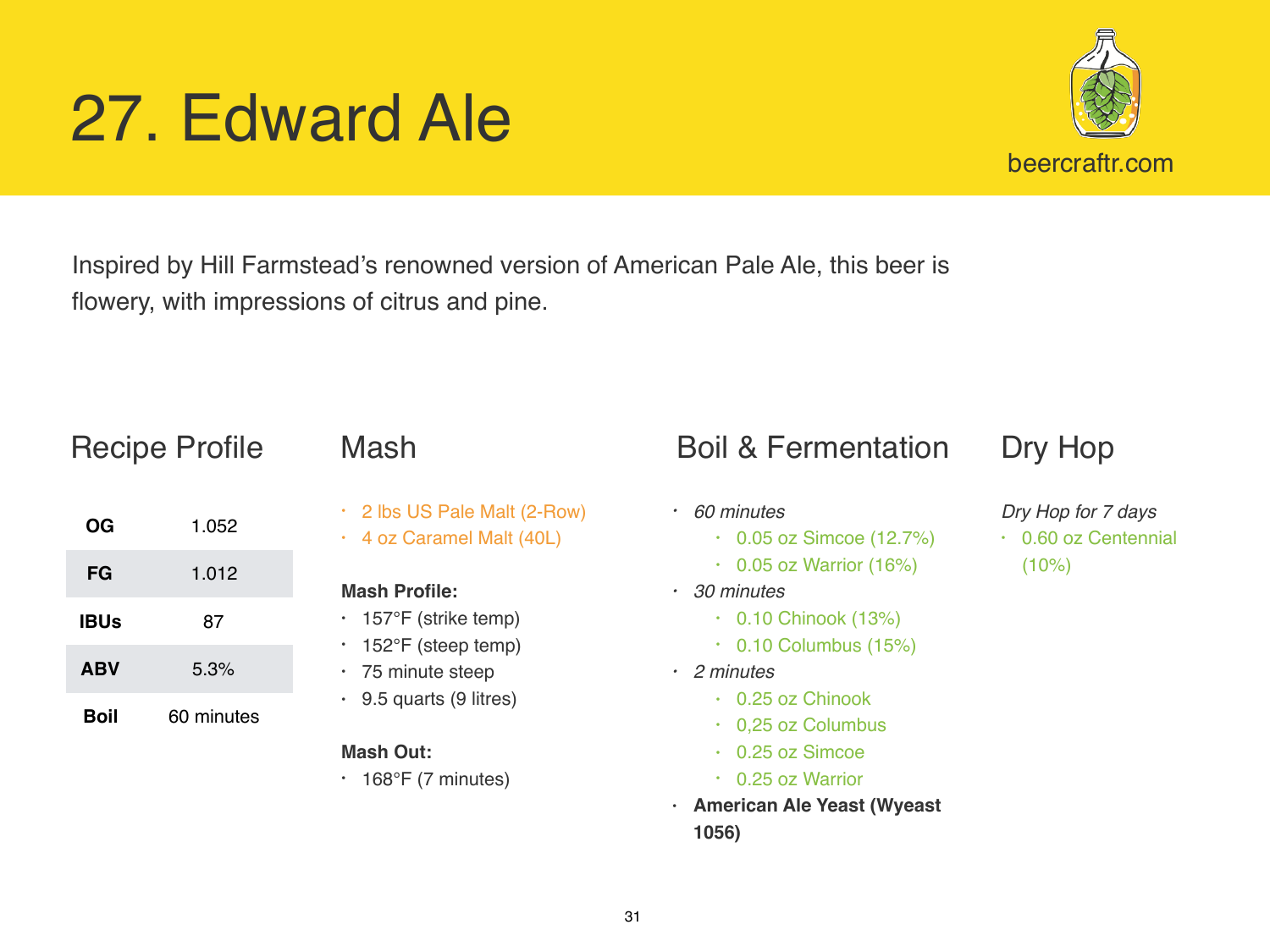# 27. Edward Ale

beercraftr.com

Inspired by Hill Farmstead's renowned version of American Pale Ale, this beer is flowery, with impressions of citrus and pine.

## Recipe Profile

| | |
|---|---|
| **OG** | 1.052 |
| **FG** | 1.012 |
| **IBUs** | 87 |
| **ABV** | 5.3% |
| **Boil** | 60 minutes |

## Mash

- 2 lbs US Pale Malt (2-Row)
- 4 oz Caramel Malt (40L)

**Mash Profile:**

- 157°F (strike temp)
- 152°F (steep temp)
- 75 minute steep
- 9.5 quarts (9 litres)

**Mash Out:**

- 168°F (7 minutes)

## Boil & Fermentation

- *60 minutes*
    - 0.05 oz Simcoe (12.7%)
    - 0.05 oz Warrior (16%)
- *30 minutes*
    - 0.10 Chinook (13%)
    - 0.10 Columbus (15%)
- *2 minutes*
    - 0.25 oz Chinook
    - 0,25 oz Columbus
    - 0.25 oz Simcoe
    - 0.25 oz Warrior
- **American Ale Yeast (Wyeast 1056)**

## Dry Hop

*Dry Hop for 7 days*

- 0.60 oz Centennial (10%)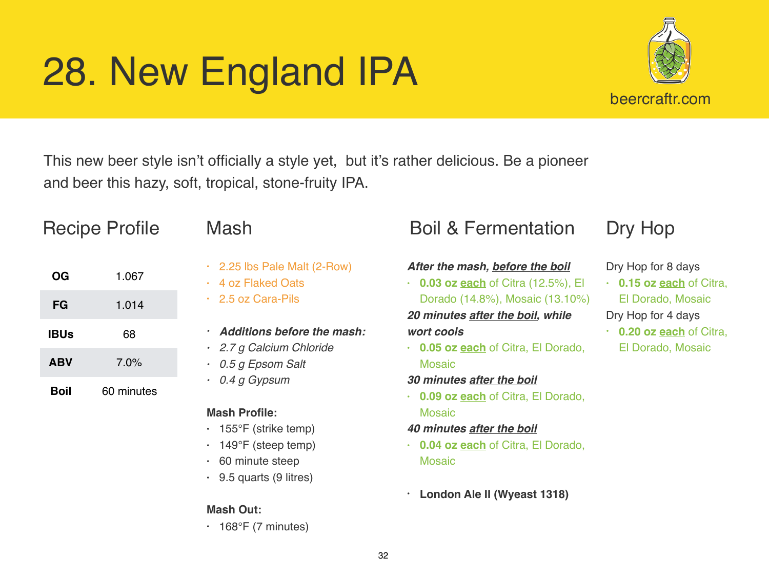# 28. New England IPA

beercraftr.com

This new beer style isn't officially a style yet, but it's rather delicious. Be a pioneer and beer this hazy, soft, tropical, stone-fruity IPA.

## Recipe Profile

| | |
|---|---|
| **OG** | 1.067 |
| **FG** | 1.014 |
| **IBUs** | 68 |
| **ABV** | 7.0% |
| **Boil** | 60 minutes |

## Mash

- 2.25 lbs Pale Malt (2-Row)
- 4 oz Flaked Oats
- 2.5 oz Cara-Pils

- ***Additions before the mash:***
- *2.7 g Calcium Chloride*
- *0.5 g Epsom Salt*
- *0.4 g Gypsum*

**Mash Profile:**

- 155°F (strike temp)
- 149°F (steep temp)
- 60 minute steep
- 9.5 quarts (9 litres)

**Mash Out:**

- 168°F (7 minutes)

## Boil & Fermentation

***After the mash, before the boil***

- **0.03 oz each** of Citra (12.5%), El Dorado (14.8%), Mosaic (13.10%)

***20 minutes after the boil, while wort cools***

- **0.05 oz each** of Citra, El Dorado, Mosaic

***30 minutes after the boil***

- **0.09 oz each** of Citra, El Dorado, Mosaic

***40 minutes after the boil***

- **0.04 oz each** of Citra, El Dorado, Mosaic

- **London Ale II (Wyeast 1318)**

## Dry Hop

Dry Hop for 8 days

- **0.15 oz each** of Citra, El Dorado, Mosaic

Dry Hop for 4 days

- **0.20 oz each** of Citra, El Dorado, Mosaic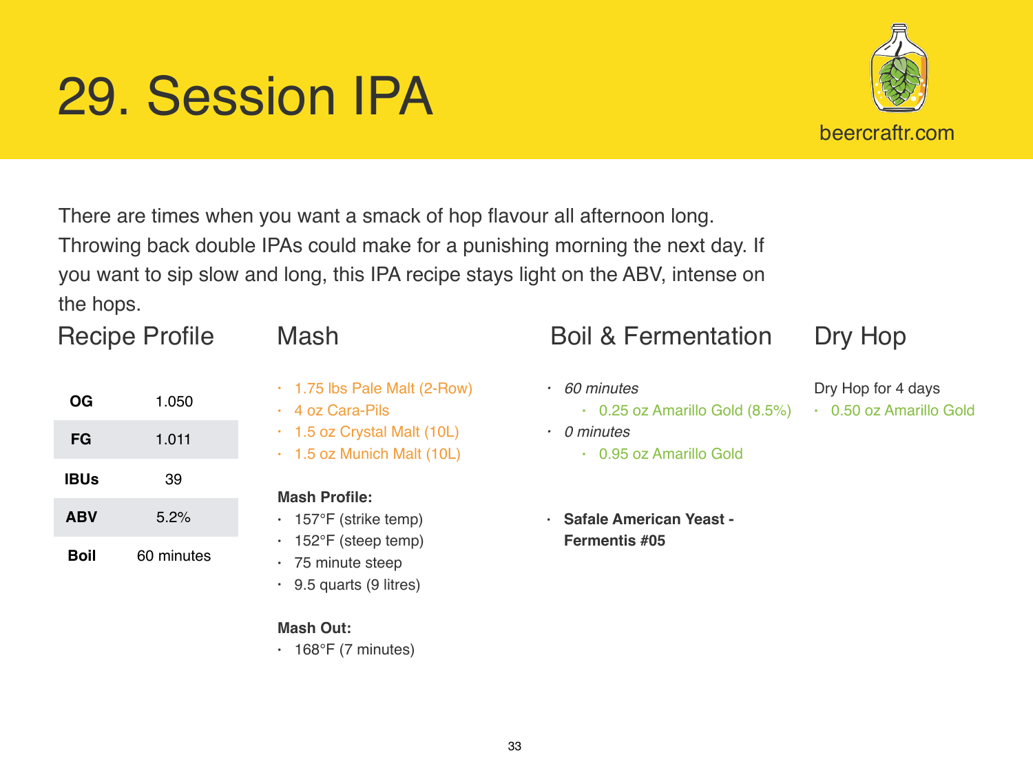# 29. Session IPA

beercraftr.com

There are times when you want a smack of hop flavour all afternoon long. Throwing back double IPAs could make for a punishing morning the next day. If you want to sip slow and long, this IPA recipe stays light on the ABV, intense on the hops.

## Recipe Profile

| | |
|---|---|
| **OG** | 1.050 |
| **FG** | 1.011 |
| **IBUs** | 39 |
| **ABV** | 5.2% |
| **Boil** | 60 minutes |

## Mash

- 1.75 lbs Pale Malt (2-Row)
- 4 oz Cara-Pils
- 1.5 oz Crystal Malt (10L)
- 1.5 oz Munich Malt (10L)

**Mash Profile:**

- 157°F (strike temp)
- 152°F (steep temp)
- 75 minute steep
- 9.5 quarts (9 litres)

**Mash Out:**

- 168°F (7 minutes)

## Boil & Fermentation

- *60 minutes*
  - 0.25 oz Amarillo Gold (8.5%)
- *0 minutes*
  - 0.95 oz Amarillo Gold

- **Safale American Yeast - Fermentis #05**

## Dry Hop

Dry Hop for 4 days

- 0.50 oz Amarillo Gold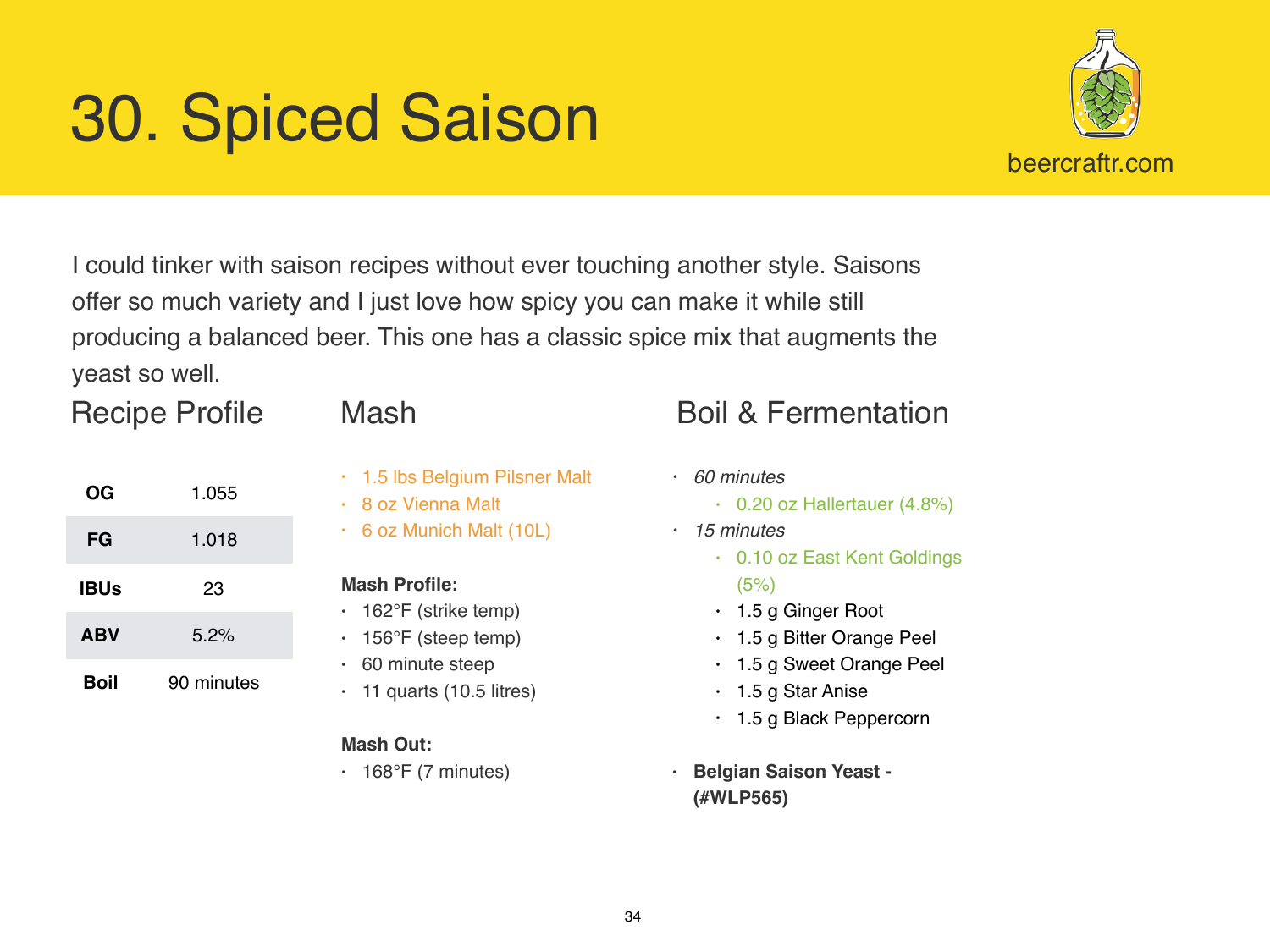# 30. Spiced Saison

beercraftr.com

I could tinker with saison recipes without ever touching another style. Saisons offer so much variety and I just love how spicy you can make it while still producing a balanced beer. This one has a classic spice mix that augments the yeast so well.

## Recipe Profile

| | |
|---|---|
| **OG** | 1.055 |
| **FG** | 1.018 |
| **IBUs** | 23 |
| **ABV** | 5.2% |
| **Boil** | 90 minutes |

## Mash

- 1.5 lbs Belgium Pilsner Malt
- 8 oz Vienna Malt
- 6 oz Munich Malt (10L)

**Mash Profile:**

- 162°F (strike temp)
- 156°F (steep temp)
- 60 minute steep
- 11 quarts (10.5 litres)

**Mash Out:**

- 168°F (7 minutes)

## Boil & Fermentation

- *60 minutes*
  - 0.20 oz Hallertauer (4.8%)
- *15 minutes*
  - 0.10 oz East Kent Goldings (5%)
  - 1.5 g Ginger Root
  - 1.5 g Bitter Orange Peel
  - 1.5 g Sweet Orange Peel
  - 1.5 g Star Anise
  - 1.5 g Black Peppercorn

- **Belgian Saison Yeast - (#WLP565)**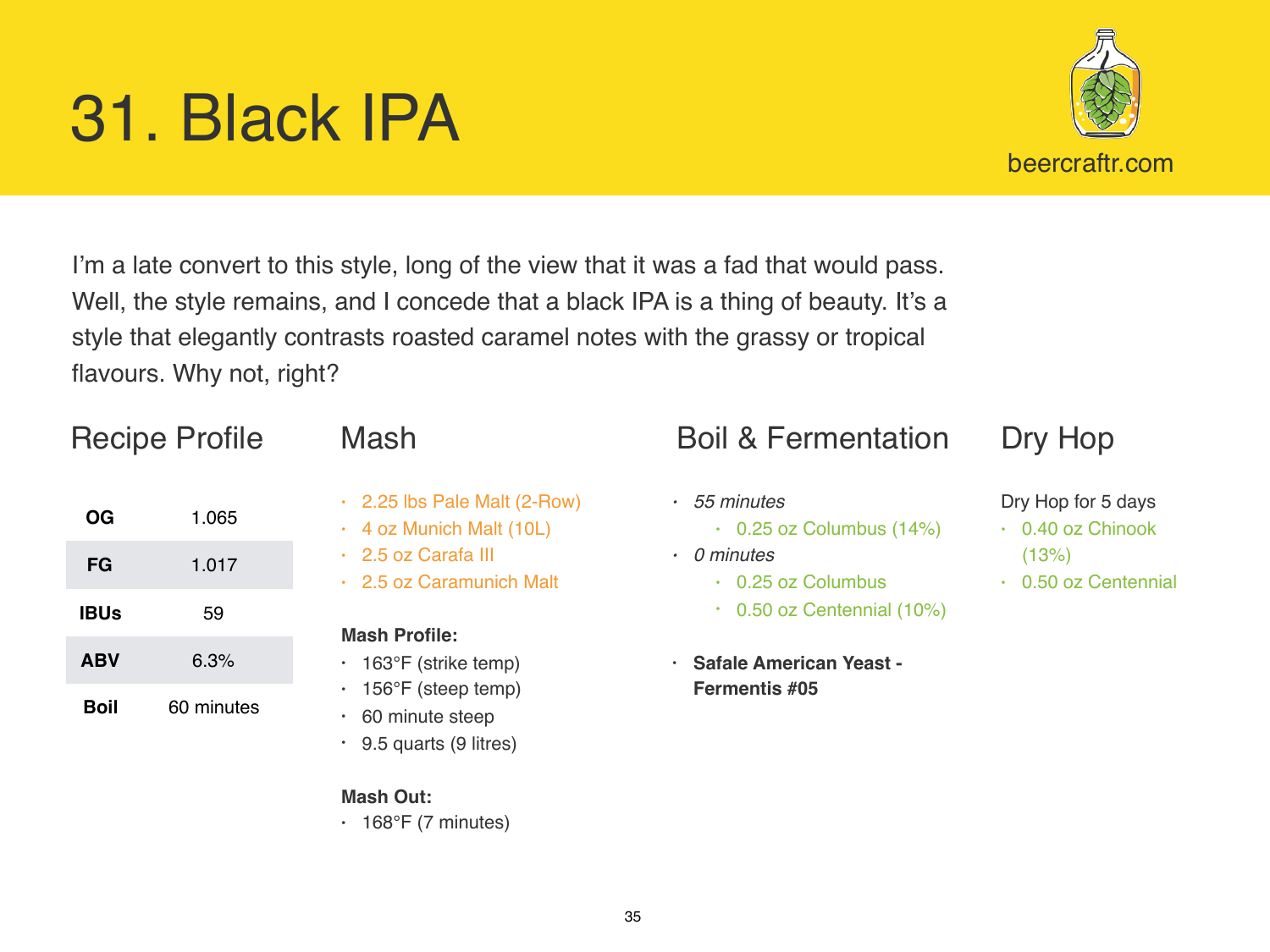# 31. Black IPA

beercraftr.com

I'm a late convert to this style, long of the view that it was a fad that would pass. Well, the style remains, and I concede that a black IPA is a thing of beauty. It's a style that elegantly contrasts roasted caramel notes with the grassy or tropical flavours. Why not, right?

## Recipe Profile

| | |
|---|---|
| **OG** | 1.065 |
| **FG** | 1.017 |
| **IBUs** | 59 |
| **ABV** | 6.3% |
| **Boil** | 60 minutes |

## Mash

- 2.25 lbs Pale Malt (2-Row)
- 4 oz Munich Malt (10L)
- 2.5 oz Carafa III
- 2.5 oz Caramunich Malt

**Mash Profile:**

- 163°F (strike temp)
- 156°F (steep temp)
- 60 minute steep
- 9.5 quarts (9 litres)

**Mash Out:**

- 168°F (7 minutes)

## Boil & Fermentation

- *55 minutes*
  - 0.25 oz Columbus (14%)
- *0 minutes*
  - 0.25 oz Columbus
  - 0.50 oz Centennial (10%)
- **Safale American Yeast - Fermentis #05**

## Dry Hop

Dry Hop for 5 days

- 0.40 oz Chinook (13%)
- 0.50 oz Centennial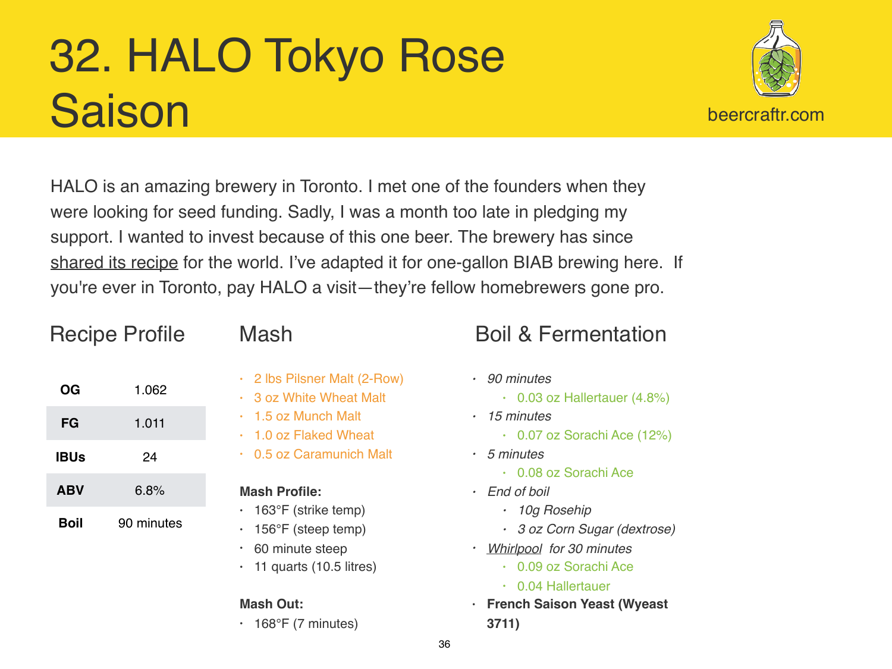# 32. HALO Tokyo Rose Saison

beercraftr.com

HALO is an amazing brewery in Toronto. I met one of the founders when they were looking for seed funding. Sadly, I was a month too late in pledging my support. I wanted to invest because of this one beer. The brewery has since shared its recipe for the world. I've adapted it for one-gallon BIAB brewing here. If you're ever in Toronto, pay HALO a visit—they're fellow homebrewers gone pro.

## Recipe Profile

| | |
|---|---|
| **OG** | 1.062 |
| **FG** | 1.011 |
| **IBUs** | 24 |
| **ABV** | 6.8% |
| **Boil** | 90 minutes |

## Mash

- 2 lbs Pilsner Malt (2-Row)
- 3 oz White Wheat Malt
- 1.5 oz Munch Malt
- 1.0 oz Flaked Wheat
- 0.5 oz Caramunich Malt

**Mash Profile:**

- 163°F (strike temp)
- 156°F (steep temp)
- 60 minute steep
- 11 quarts (10.5 litres)

**Mash Out:**

- 168°F (7 minutes)

## Boil & Fermentation

- *90 minutes*
  - 0.03 oz Hallertauer (4.8%)
- *15 minutes*
  - 0.07 oz Sorachi Ace (12%)
- *5 minutes*
  - 0.08 oz Sorachi Ace
- *End of boil*
  - *10g Rosehip*
  - *3 oz Corn Sugar (dextrose)*
- *Whirlpool for 30 minutes*
  - 0.09 oz Sorachi Ace
  - 0.04 Hallertauer
- **French Saison Yeast (Wyeast 3711)**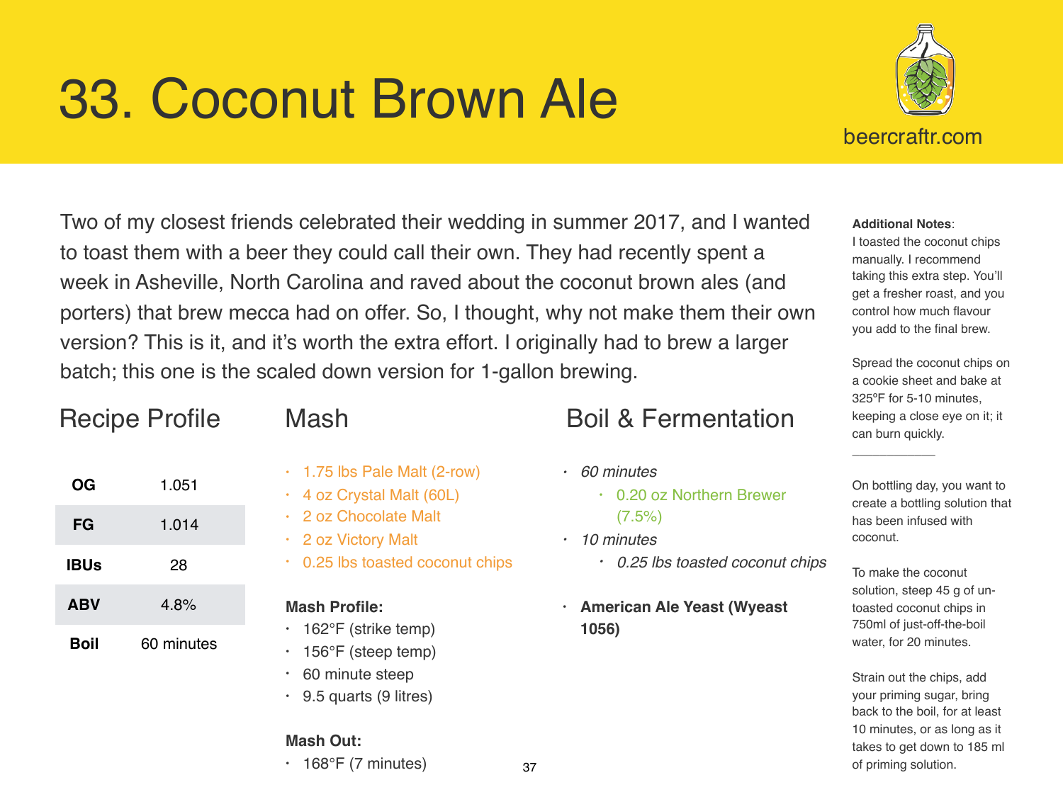# 33. Coconut Brown Ale

beercraftr.com

Two of my closest friends celebrated their wedding in summer 2017, and I wanted to toast them with a beer they could call their own. They had recently spent a week in Asheville, North Carolina and raved about the coconut brown ales (and porters) that brew mecca had on offer. So, I thought, why not make them their own version? This is it, and it's worth the extra effort. I originally had to brew a larger batch; this one is the scaled down version for 1-gallon brewing.

## Recipe Profile

| | |
|---|---|
| **OG** | 1.051 |
| **FG** | 1.014 |
| **IBUs** | 28 |
| **ABV** | 4.8% |
| **Boil** | 60 minutes |

## Mash

- 1.75 lbs Pale Malt (2-row)
- 4 oz Crystal Malt (60L)
- 2 oz Chocolate Malt
- 2 oz Victory Malt
- 0.25 lbs toasted coconut chips

**Mash Profile:**

- 162°F (strike temp)
- 156°F (steep temp)
- 60 minute steep
- 9.5 quarts (9 litres)

**Mash Out:**

- 168°F (7 minutes)

## Boil & Fermentation

- *60 minutes*
  - 0.20 oz Northern Brewer (7.5%)
- *10 minutes*
  - *0.25 lbs toasted coconut chips*
- **American Ale Yeast (Wyeast 1056)**

**Additional Notes**:

I toasted the coconut chips manually. I recommend taking this extra step. You'll get a fresher roast, and you control how much flavour you add to the final brew.

Spread the coconut chips on a cookie sheet and bake at 325°F for 5-10 minutes, keeping a close eye on it; it can burn quickly.

---

On bottling day, you want to create a bottling solution that has been infused with coconut.

To make the coconut solution, steep 45 g of un-toasted coconut chips in 750ml of just-off-the-boil water, for 20 minutes.

Strain out the chips, add your priming sugar, bring back to the boil, for at least 10 minutes, or as long as it takes to get down to 185 ml of priming solution.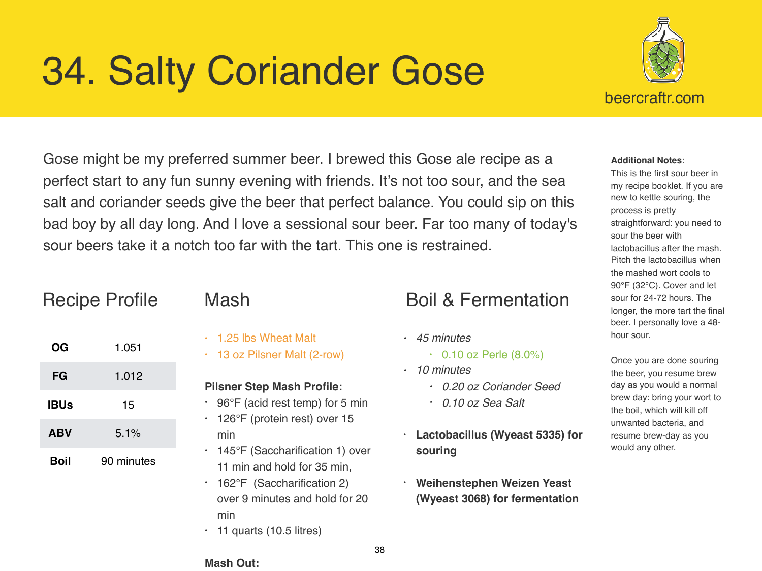# 34. Salty Coriander Gose

beercraftr.com

Gose might be my preferred summer beer. I brewed this Gose ale recipe as a perfect start to any fun sunny evening with friends. It's not too sour, and the sea salt and coriander seeds give the beer that perfect balance. You could sip on this bad boy by all day long. And I love a sessional sour beer. Far too many of today's sour beers take it a notch too far with the tart. This one is restrained.

## Recipe Profile

| | |
|---|---|
| **OG** | 1.051 |
| **FG** | 1.012 |
| **IBUs** | 15 |
| **ABV** | 5.1% |
| **Boil** | 90 minutes |

## Mash

- 1.25 lbs Wheat Malt
- 13 oz Pilsner Malt (2-row)

**Pilsner Step Mash Profile:**

- 96°F (acid rest temp) for 5 min
- 126°F (protein rest) over 15 min
- 145°F (Saccharification 1) over 11 min and hold for 35 min,
- 162°F (Saccharification 2) over 9 minutes and hold for 20 min
- 11 quarts (10.5 litres)

**Mash Out:**

## Boil & Fermentation

- *45 minutes*
  - 0.10 oz Perle (8.0%)
- *10 minutes*
  - *0.20 oz Coriander Seed*
  - *0.10 oz Sea Salt*
- **Lactobacillus (Wyeast 5335) for souring**
- **Weihenstephen Weizen Yeast (Wyeast 3068) for fermentation**

**Additional Notes**:
This is the first sour beer in my recipe booklet. If you are new to kettle souring, the process is pretty straightforward: you need to sour the beer with lactobacillus after the mash. Pitch the lactobacillus when the mashed wort cools to 90°F (32°C). Cover and let sour for 24-72 hours. The longer, the more tart the final beer. I personally love a 48-hour sour.

Once you are done souring the beer, you resume brew day as you would a normal brew day: bring your wort to the boil, which will kill off unwanted bacteria, and resume brew-day as you would any other.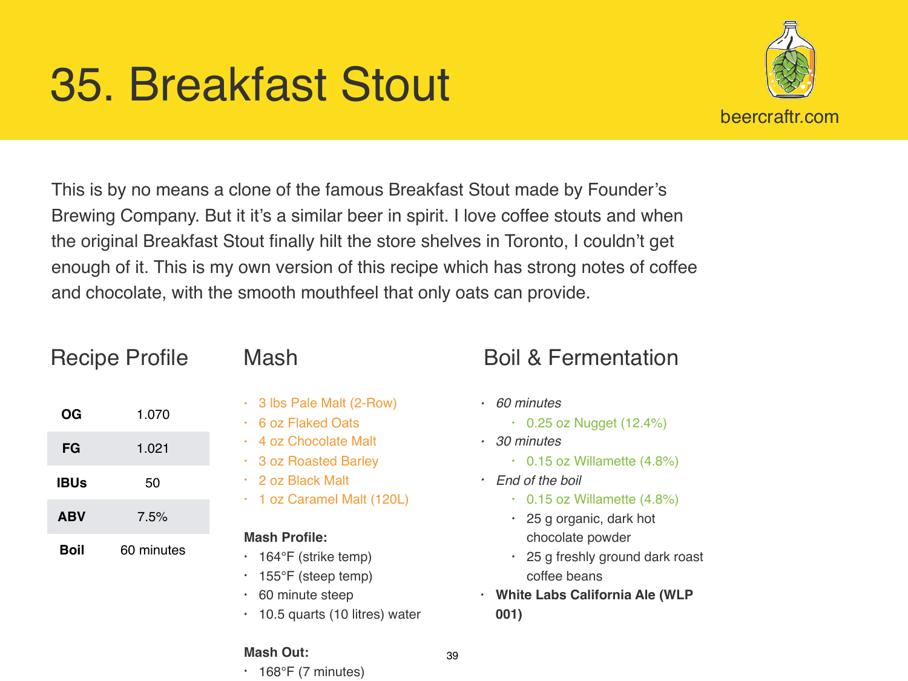# 35. Breakfast Stout

beercraftr.com

This is by no means a clone of the famous Breakfast Stout made by Founder's Brewing Company. But it it's a similar beer in spirit. I love coffee stouts and when the original Breakfast Stout finally hilt the store shelves in Toronto, I couldn't get enough of it. This is my own version of this recipe which has strong notes of coffee and chocolate, with the smooth mouthfeel that only oats can provide.

## Recipe Profile

| | |
|---|---|
| **OG** | 1.070 |
| **FG** | 1.021 |
| **IBUs** | 50 |
| **ABV** | 7.5% |
| **Boil** | 60 minutes |

## Mash

- 3 lbs Pale Malt (2-Row)
- 6 oz Flaked Oats
- 4 oz Chocolate Malt
- 3 oz Roasted Barley
- 2 oz Black Malt
- 1 oz Caramel Malt (120L)

**Mash Profile:**

- 164°F (strike temp)
- 155°F (steep temp)
- 60 minute steep
- 10.5 quarts (10 litres) water

**Mash Out:**

- 168°F (7 minutes)

## Boil & Fermentation

- *60 minutes*
  - 0.25 oz Nugget (12.4%)
- *30 minutes*
  - 0.15 oz Willamette (4.8%)
- *End of the boil*
  - 0.15 oz Willamette (4.8%)
  - 25 g organic, dark hot chocolate powder
  - 25 g freshly ground dark roast coffee beans
- **White Labs California Ale (WLP 001)**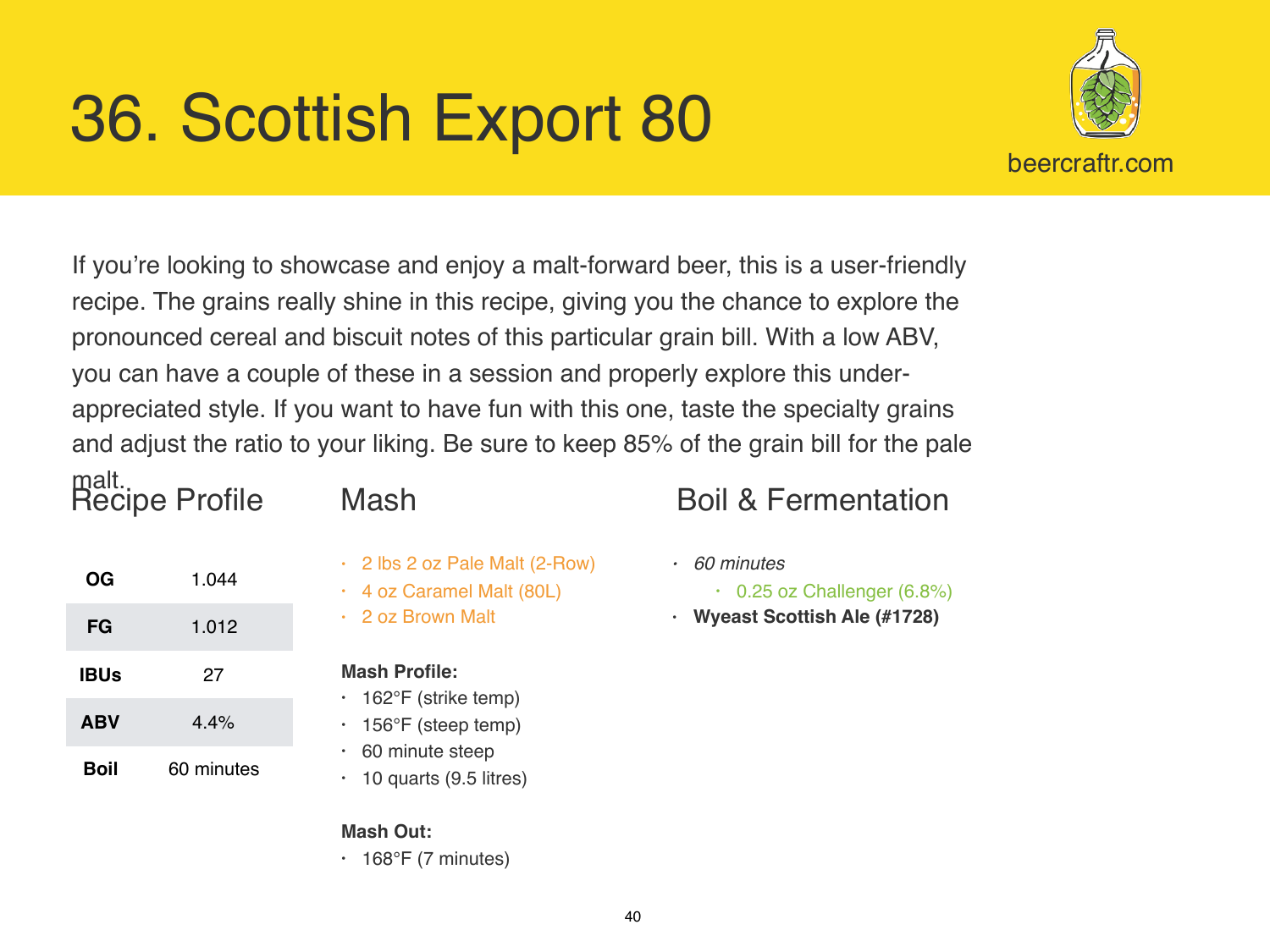# 36. Scottish Export 80

beercraftr.com

If you're looking to showcase and enjoy a malt-forward beer, this is a user-friendly recipe. The grains really shine in this recipe, giving you the chance to explore the pronounced cereal and biscuit notes of this particular grain bill. With a low ABV, you can have a couple of these in a session and properly explore this under-appreciated style. If you want to have fun with this one, taste the specialty grains and adjust the ratio to your liking. Be sure to keep 85% of the grain bill for the pale malt.

## Recipe Profile

| | |
|---|---|
| **OG** | 1.044 |
| **FG** | 1.012 |
| **IBUs** | 27 |
| **ABV** | 4.4% |
| **Boil** | 60 minutes |

## Mash

- 2 lbs 2 oz Pale Malt (2-Row)
- 4 oz Caramel Malt (80L)
- 2 oz Brown Malt

**Mash Profile:**

- 162°F (strike temp)
- 156°F (steep temp)
- 60 minute steep
- 10 quarts (9.5 litres)

**Mash Out:**

- 168°F (7 minutes)

## Boil & Fermentation

- *60 minutes*
  - 0.25 oz Challenger (6.8%)
- **Wyeast Scottish Ale (#1728)**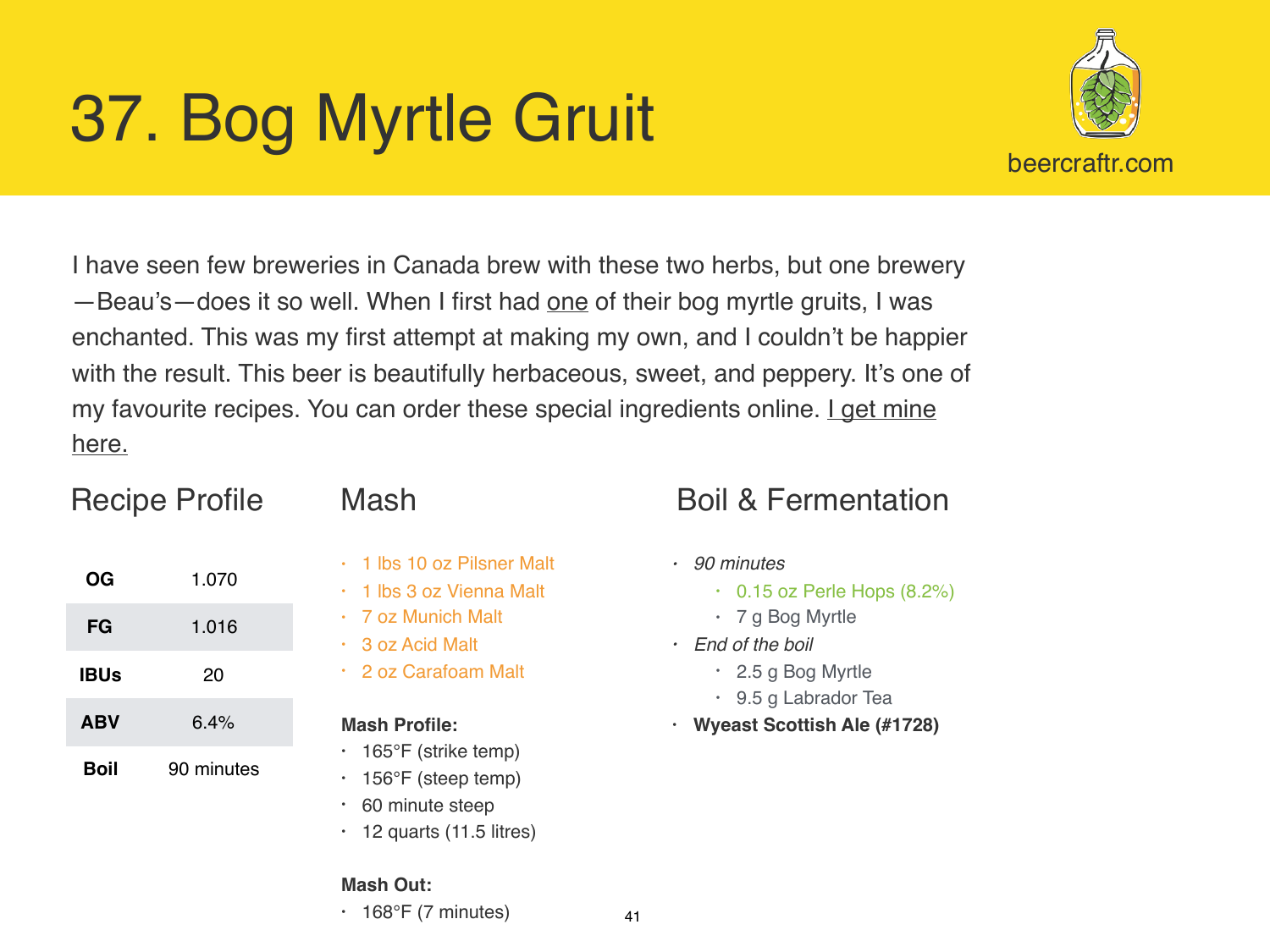# 37. Bog Myrtle Gruit

beercraftr.com

I have seen few breweries in Canada brew with these two herbs, but one brewery—Beau's—does it so well. When I first had one of their bog myrtle gruits, I was enchanted. This was my first attempt at making my own, and I couldn't be happier with the result. This beer is beautifully herbaceous, sweet, and peppery. It's one of my favourite recipes. You can order these special ingredients online. I get mine here.

## Recipe Profile

| | |
|---|---|
| **OG** | 1.070 |
| **FG** | 1.016 |
| **IBUs** | 20 |
| **ABV** | 6.4% |
| **Boil** | 90 minutes |

## Mash

- 1 lbs 10 oz Pilsner Malt
- 1 lbs 3 oz Vienna Malt
- 7 oz Munich Malt
- 3 oz Acid Malt
- 2 oz Carafoam Malt

**Mash Profile:**

- 165°F (strike temp)
- 156°F (steep temp)
- 60 minute steep
- 12 quarts (11.5 litres)

**Mash Out:**

- 168°F (7 minutes)

## Boil & Fermentation

- *90 minutes*
  - 0.15 oz Perle Hops (8.2%)
  - 7 g Bog Myrtle
- *End of the boil*
  - 2.5 g Bog Myrtle
  - 9.5 g Labrador Tea
- **Wyeast Scottish Ale (#1728)**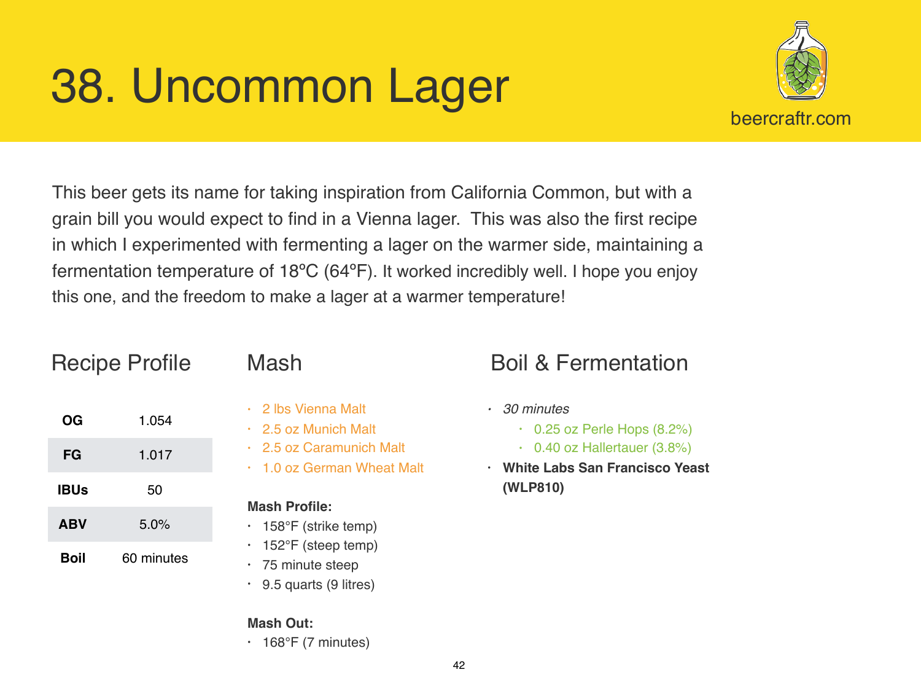# 38. Uncommon Lager

beercraftr.com

This beer gets its name for taking inspiration from California Common, but with a grain bill you would expect to find in a Vienna lager. This was also the first recipe in which I experimented with fermenting a lager on the warmer side, maintaining a fermentation temperature of 18ºC (64ºF). It worked incredibly well. I hope you enjoy this one, and the freedom to make a lager at a warmer temperature!

## Recipe Profile

| | |
|---|---|
| **OG** | 1.054 |
| **FG** | 1.017 |
| **IBUs** | 50 |
| **ABV** | 5.0% |
| **Boil** | 60 minutes |

## Mash

- 2 lbs Vienna Malt
- 2.5 oz Munich Malt
- 2.5 oz Caramunich Malt
- 1.0 oz German Wheat Malt

**Mash Profile:**

- 158°F (strike temp)
- 152°F (steep temp)
- 75 minute steep
- 9.5 quarts (9 litres)

**Mash Out:**

- 168°F (7 minutes)

## Boil & Fermentation

- *30 minutes*
  - 0.25 oz Perle Hops (8.2%)
  - 0.40 oz Hallertauer (3.8%)
- **White Labs San Francisco Yeast (WLP810)**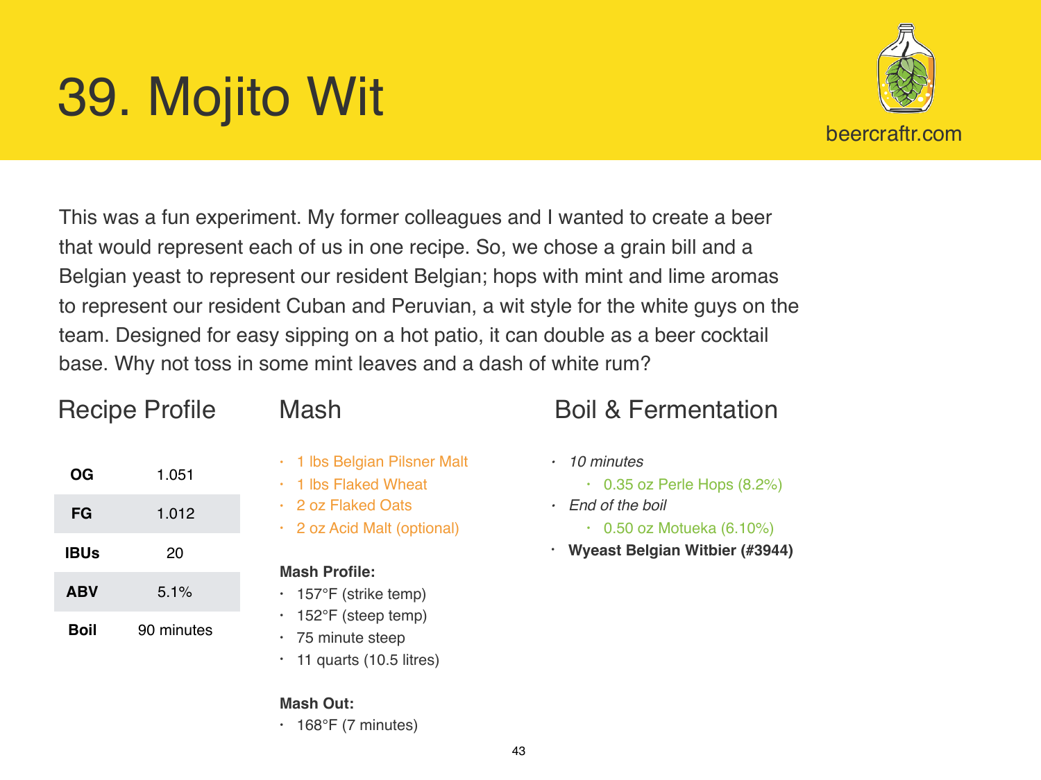# 39. Mojito Wit

beercraftr.com

This was a fun experiment. My former colleagues and I wanted to create a beer that would represent each of us in one recipe. So, we chose a grain bill and a Belgian yeast to represent our resident Belgian; hops with mint and lime aromas to represent our resident Cuban and Peruvian, a wit style for the white guys on the team. Designed for easy sipping on a hot patio, it can double as a beer cocktail base. Why not toss in some mint leaves and a dash of white rum?

## Recipe Profile

| | |
|---|---|
| **OG** | 1.051 |
| **FG** | 1.012 |
| **IBUs** | 20 |
| **ABV** | 5.1% |
| **Boil** | 90 minutes |

## Mash

- 1 lbs Belgian Pilsner Malt
- 1 lbs Flaked Wheat
- 2 oz Flaked Oats
- 2 oz Acid Malt (optional)

**Mash Profile:**

- 157°F (strike temp)
- 152°F (steep temp)
- 75 minute steep
- 11 quarts (10.5 litres)

**Mash Out:**

- 168°F (7 minutes)

## Boil & Fermentation

- *10 minutes*
  - 0.35 oz Perle Hops (8.2%)
- *End of the boil*
  - 0.50 oz Motueka (6.10%)
- **Wyeast Belgian Witbier (#3944)**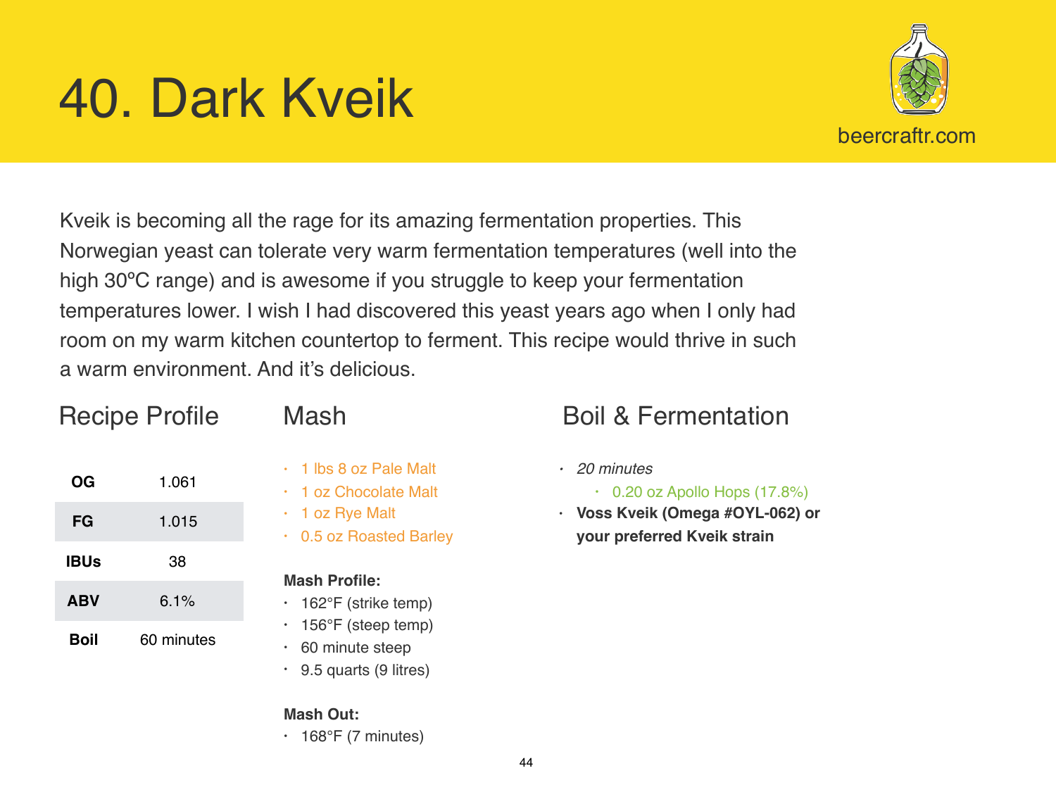# 40. Dark Kveik

beercraftr.com

Kveik is becoming all the rage for its amazing fermentation properties. This Norwegian yeast can tolerate very warm fermentation temperatures (well into the high 30ºC range) and is awesome if you struggle to keep your fermentation temperatures lower. I wish I had discovered this yeast years ago when I only had room on my warm kitchen countertop to ferment. This recipe would thrive in such a warm environment. And it's delicious.

## Recipe Profile

| | |
|---|---|
| **OG** | 1.061 |
| **FG** | 1.015 |
| **IBUs** | 38 |
| **ABV** | 6.1% |
| **Boil** | 60 minutes |

## Mash

- 1 lbs 8 oz Pale Malt
- 1 oz Chocolate Malt
- 1 oz Rye Malt
- 0.5 oz Roasted Barley

**Mash Profile:**

- 162°F (strike temp)
- 156°F (steep temp)
- 60 minute steep
- 9.5 quarts (9 litres)

**Mash Out:**

- 168°F (7 minutes)

## Boil & Fermentation

- *20 minutes*
  - 0.20 oz Apollo Hops (17.8%)
- **Voss Kveik (Omega #OYL-062) or your preferred Kveik strain**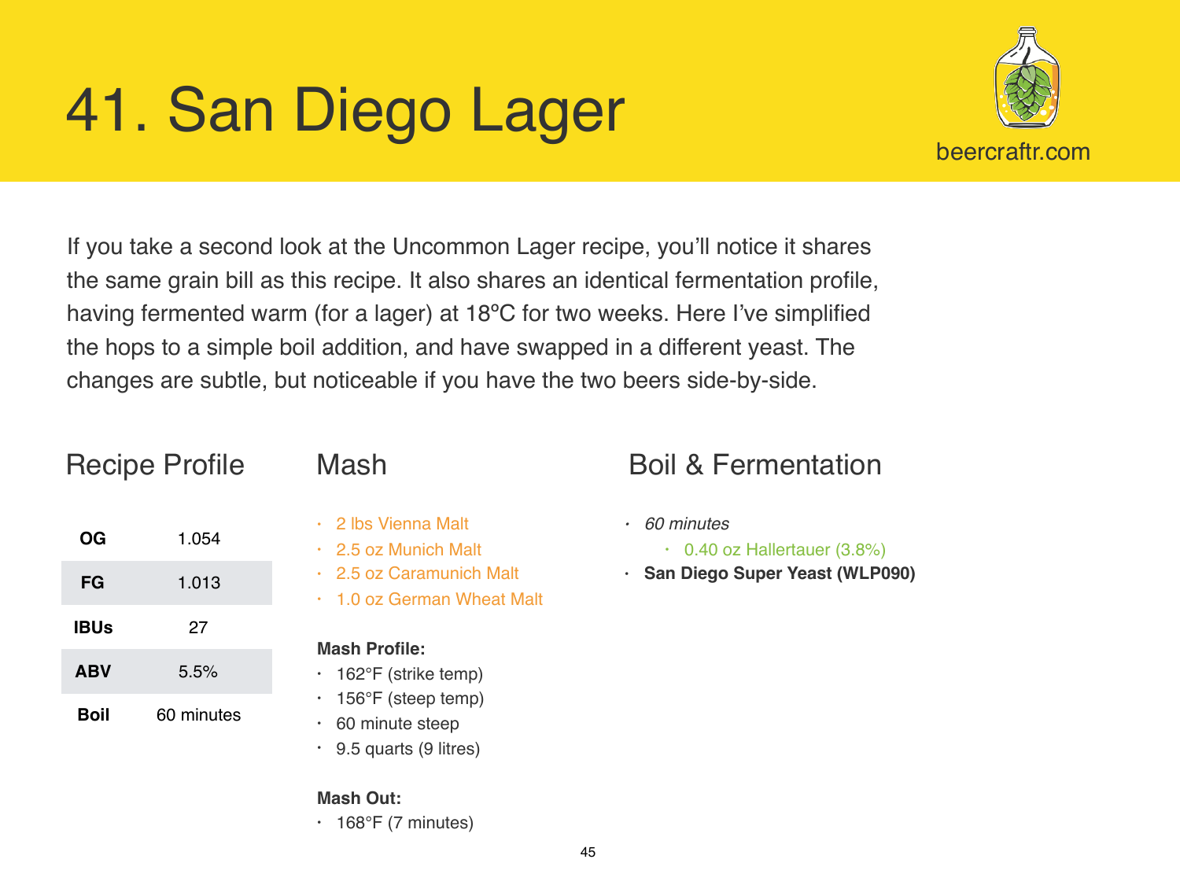# 41. San Diego Lager

beercraftr.com

If you take a second look at the Uncommon Lager recipe, you'll notice it shares the same grain bill as this recipe. It also shares an identical fermentation profile, having fermented warm (for a lager) at 18ºC for two weeks. Here I've simplified the hops to a simple boil addition, and have swapped in a different yeast. The changes are subtle, but noticeable if you have the two beers side-by-side.

## Recipe Profile

| | |
|---|---|
| **OG** | 1.054 |
| **FG** | 1.013 |
| **IBUs** | 27 |
| **ABV** | 5.5% |
| **Boil** | 60 minutes |

## Mash

- 2 lbs Vienna Malt
- 2.5 oz Munich Malt
- 2.5 oz Caramunich Malt
- 1.0 oz German Wheat Malt

**Mash Profile:**

- 162°F (strike temp)
- 156°F (steep temp)
- 60 minute steep
- 9.5 quarts (9 litres)

**Mash Out:**

- 168°F (7 minutes)

## Boil & Fermentation

- *60 minutes*
  - 0.40 oz Hallertauer (3.8%)
- **San Diego Super Yeast (WLP090)**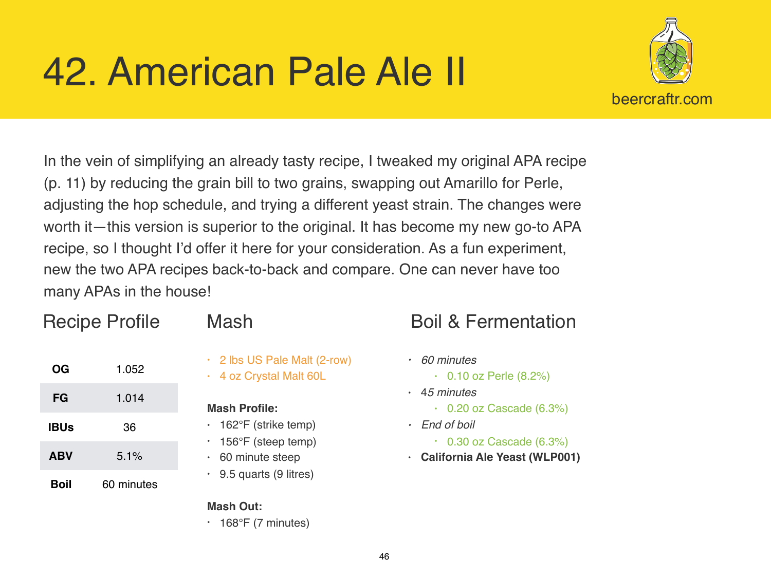# 42. American Pale Ale II

beercraftr.com

In the vein of simplifying an already tasty recipe, I tweaked my original APA recipe (p. 11) by reducing the grain bill to two grains, swapping out Amarillo for Perle, adjusting the hop schedule, and trying a different yeast strain. The changes were worth it—this version is superior to the original. It has become my new go-to APA recipe, so I thought I'd offer it here for your consideration. As a fun experiment, new the two APA recipes back-to-back and compare. One can never have too many APAs in the house!

## Recipe Profile

| | |
|---|---|
| **OG** | 1.052 |
| **FG** | 1.014 |
| **IBUs** | 36 |
| **ABV** | 5.1% |
| **Boil** | 60 minutes |

## Mash

- 2 lbs US Pale Malt (2-row)
- 4 oz Crystal Malt 60L

**Mash Profile:**

- 162°F (strike temp)
- 156°F (steep temp)
- 60 minute steep
- 9.5 quarts (9 litres)

**Mash Out:**

- 168°F (7 minutes)

## Boil & Fermentation

- *60 minutes*
  - 0.10 oz Perle (8.2%)
- *45 minutes*
  - 0.20 oz Cascade (6.3%)
- *End of boil*
  - 0.30 oz Cascade (6.3%)
- **California Ale Yeast (WLP001)**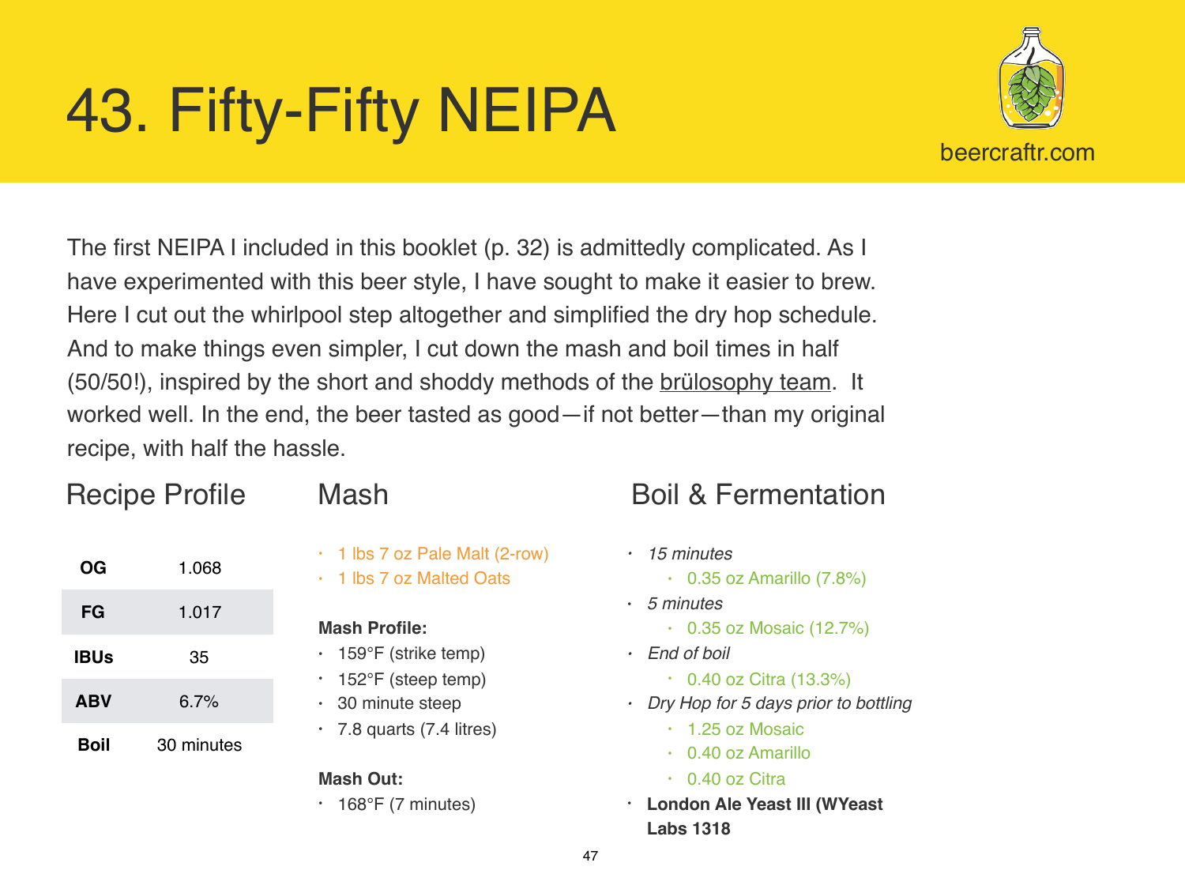# 43. Fifty-Fifty NEIPA

beercraftr.com

The first NEIPA I included in this booklet (p. 32) is admittedly complicated. As I have experimented with this beer style, I have sought to make it easier to brew. Here I cut out the whirlpool step altogether and simplified the dry hop schedule. And to make things even simpler, I cut down the mash and boil times in half (50/50!), inspired by the short and shoddy methods of the brülosophy team. It worked well. In the end, the beer tasted as good—if not better—than my original recipe, with half the hassle.

## Recipe Profile

| | |
|---|---|
| **OG** | 1.068 |
| **FG** | 1.017 |
| **IBUs** | 35 |
| **ABV** | 6.7% |
| **Boil** | 30 minutes |

## Mash

- 1 lbs 7 oz Pale Malt (2-row)
- 1 lbs 7 oz Malted Oats

**Mash Profile:**

- 159°F (strike temp)
- 152°F (steep temp)
- 30 minute steep
- 7.8 quarts (7.4 litres)

**Mash Out:**

- 168°F (7 minutes)

## Boil & Fermentation

- *15 minutes*
  - 0.35 oz Amarillo (7.8%)
- *5 minutes*
  - 0.35 oz Mosaic (12.7%)
- *End of boil*
  - 0.40 oz Citra (13.3%)
- *Dry Hop for 5 days prior to bottling*
  - 1.25 oz Mosaic
  - 0.40 oz Amarillo
  - 0.40 oz Citra
- **London Ale Yeast III (WYeast Labs 1318**